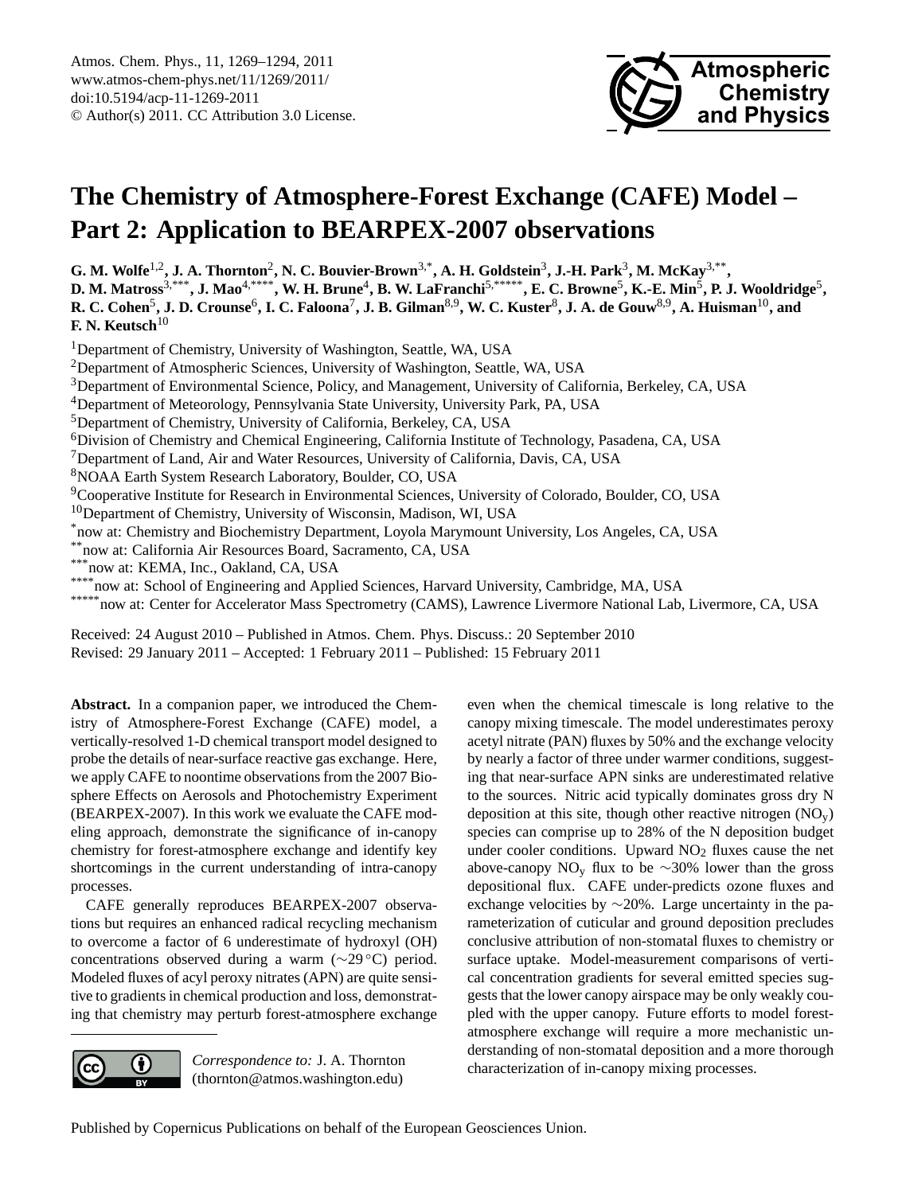# The Chemistry of Atmosphere-Forest Exchange (CAFE) Model – Part 2: Application to BEARPEX-2007 observations

**G. M. Wolfe[1,2], J. A. Thornton[2], N. C. Bouvier-Brown[3,*], A. H. Goldstein[3], J.-H. Park[3], M. McKay[3,**], D. M. Matross[3,***], J. Mao[4,****], W. H. Brune[4], B. W. LaFranchi[5,*****], E. C. Browne[5], K.-E. Min[5], P. J. Wooldridge[5], R. C. Cohen[5], J. D. Crounse[6], I. C. Faloona[7], J. B. Gilman[8,9], W. C. Kuster[8], J. A. de Gouw[8,9], A. Huisman[10], and F. N. Keutsch[10]**

[1]Department of Chemistry, University of Washington, Seattle, WA, USA
[2]Department of Atmospheric Sciences, University of Washington, Seattle, WA, USA
[3]Department of Environmental Science, Policy, and Management, University of California, Berkeley, CA, USA
[4]Department of Meteorology, Pennsylvania State University, University Park, PA, USA
[5]Department of Chemistry, University of California, Berkeley, CA, USA
[6]Division of Chemistry and Chemical Engineering, California Institute of Technology, Pasadena, CA, USA
[7]Department of Land, Air and Water Resources, University of California, Davis, CA, USA
[8]NOAA Earth System Research Laboratory, Boulder, CO, USA
[9]Cooperative Institute for Research in Environmental Sciences, University of Colorado, Boulder, CO, USA
[10]Department of Chemistry, University of Wisconsin, Madison, WI, USA
[*]now at: Chemistry and Biochemistry Department, Loyola Marymount University, Los Angeles, CA, USA
[**]now at: California Air Resources Board, Sacramento, CA, USA
[***]now at: KEMA, Inc., Oakland, CA, USA
[****]now at: School of Engineering and Applied Sciences, Harvard University, Cambridge, MA, USA
[*****]now at: Center for Accelerator Mass Spectrometry (CAMS), Lawrence Livermore National Lab, Livermore, CA, USA

Received: 24 August 2010 – Published in Atmos. Chem. Phys. Discuss.: 20 September 2010
Revised: 29 January 2011 – Accepted: 1 February 2011 – Published: 15 February 2011

**Abstract.** In a companion paper, we introduced the Chemistry of Atmosphere-Forest Exchange (CAFE) model, a vertically-resolved 1-D chemical transport model designed to probe the details of near-surface reactive gas exchange. Here, we apply CAFE to noontime observations from the 2007 Biosphere Effects on Aerosols and Photochemistry Experiment (BEARPEX-2007). In this work we evaluate the CAFE modeling approach, demonstrate the significance of in-canopy chemistry for forest-atmosphere exchange and identify key shortcomings in the current understanding of intra-canopy processes.

CAFE generally reproduces BEARPEX-2007 observations but requires an enhanced radical recycling mechanism to overcome a factor of 6 underestimate of hydroxyl (OH) concentrations observed during a warm (~29 °C) period. Modeled fluxes of acyl peroxy nitrates (APN) are quite sensitive to gradients in chemical production and loss, demonstrating that chemistry may perturb forest-atmosphere exchange even when the chemical timescale is long relative to the canopy mixing timescale. The model underestimates peroxy acetyl nitrate (PAN) fluxes by 50% and the exchange velocity by nearly a factor of three under warmer conditions, suggesting that near-surface APN sinks are underestimated relative to the sources. Nitric acid typically dominates gross dry N deposition at this site, though other reactive nitrogen ($NO_y$) species can comprise up to 28% of the N deposition budget under cooler conditions. Upward $NO_2$ fluxes cause the net above-canopy $NO_y$ flux to be ~30% lower than the gross depositional flux. CAFE under-predicts ozone fluxes and exchange velocities by ~20%. Large uncertainty in the parameterization of cuticular and ground deposition precludes conclusive attribution of non-stomatal fluxes to chemistry or surface uptake. Model-measurement comparisons of vertical concentration gradients for several emitted species suggests that the lower canopy airspace may be only weakly coupled with the upper canopy. Future efforts to model forest-atmosphere exchange will require a more mechanistic understanding of non-stomatal deposition and a more thorough characterization of in-canopy mixing processes.

*Correspondence to:* J. A. Thornton (thornton@atmos.washington.edu)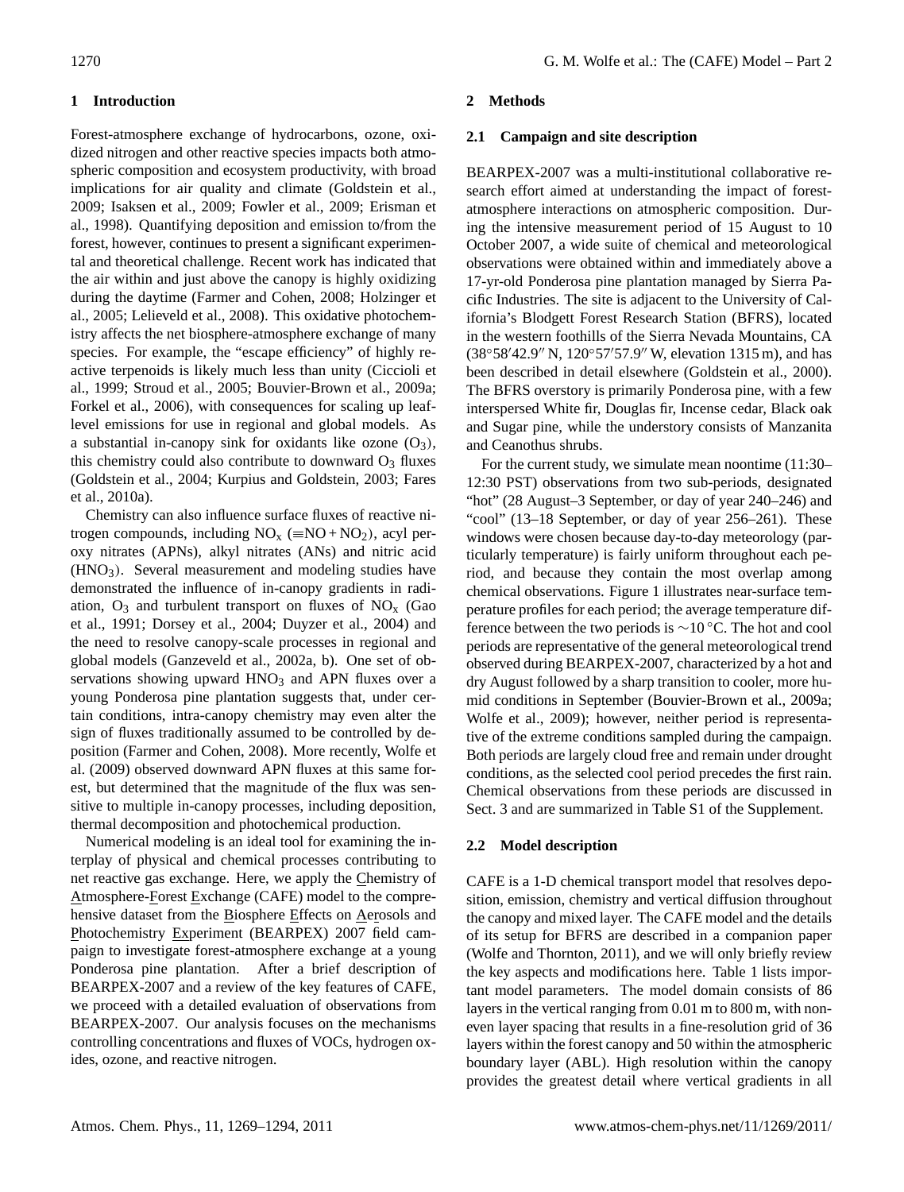## 1 Introduction

Forest-atmosphere exchange of hydrocarbons, ozone, oxidized nitrogen and other reactive species impacts both atmospheric composition and ecosystem productivity, with broad implications for air quality and climate (Goldstein et al., 2009; Isaksen et al., 2009; Fowler et al., 2009; Erisman et al., 1998). Quantifying deposition and emission to/from the forest, however, continues to present a significant experimental and theoretical challenge. Recent work has indicated that the air within and just above the canopy is highly oxidizing during the daytime (Farmer and Cohen, 2008; Holzinger et al., 2005; Lelieveld et al., 2008). This oxidative photochemistry affects the net biosphere-atmosphere exchange of many species. For example, the "escape efficiency" of highly reactive terpenoids is likely much less than unity (Ciccioli et al., 1999; Stroud et al., 2005; Bouvier-Brown et al., 2009a; Forkel et al., 2006), with consequences for scaling up leaf-level emissions for use in regional and global models. As a substantial in-canopy sink for oxidants like ozone ($O_3$), this chemistry could also contribute to downward $O_3$ fluxes (Goldstein et al., 2004; Kurpius and Goldstein, 2003; Fares et al., 2010a).

Chemistry can also influence surface fluxes of reactive nitrogen compounds, including $NO_x$ ($\equiv NO + NO_2$), acyl peroxy nitrates (APNs), alkyl nitrates (ANs) and nitric acid ($HNO_3$). Several measurement and modeling studies have demonstrated the influence of in-canopy gradients in radiation, $O_3$ and turbulent transport on fluxes of $NO_x$ (Gao et al., 1991; Dorsey et al., 2004; Duyzer et al., 2004) and the need to resolve canopy-scale processes in regional and global models (Ganzeveld et al., 2002a, b). One set of observations showing upward $HNO_3$ and APN fluxes over a young Ponderosa pine plantation suggests that, under certain conditions, intra-canopy chemistry may even alter the sign of fluxes traditionally assumed to be controlled by deposition (Farmer and Cohen, 2008). More recently, Wolfe et al. (2009) observed downward APN fluxes at this same forest, but determined that the magnitude of the flux was sensitive to multiple in-canopy processes, including deposition, thermal decomposition and photochemical production.

Numerical modeling is an ideal tool for examining the interplay of physical and chemical processes contributing to net reactive gas exchange. Here, we apply the Chemistry of Atmosphere-Forest Exchange (CAFE) model to the comprehensive dataset from the Biosphere Effects on Aerosols and Photochemistry Experiment (BEARPEX) 2007 field campaign to investigate forest-atmosphere exchange at a young Ponderosa pine plantation. After a brief description of BEARPEX-2007 and a review of the key features of CAFE, we proceed with a detailed evaluation of observations from BEARPEX-2007. Our analysis focuses on the mechanisms controlling concentrations and fluxes of VOCs, hydrogen oxides, ozone, and reactive nitrogen.

## 2 Methods

### 2.1 Campaign and site description

BEARPEX-2007 was a multi-institutional collaborative research effort aimed at understanding the impact of forest-atmosphere interactions on atmospheric composition. During the intensive measurement period of 15 August to 10 October 2007, a wide suite of chemical and meteorological observations were obtained within and immediately above a 17-yr-old Ponderosa pine plantation managed by Sierra Pacific Industries. The site is adjacent to the University of California's Blodgett Forest Research Station (BFRS), located in the western foothills of the Sierra Nevada Mountains, CA (38°58′42.9″ N, 120°57′57.9″ W, elevation 1315 m), and has been described in detail elsewhere (Goldstein et al., 2000). The BFRS overstory is primarily Ponderosa pine, with a few interspersed White fir, Douglas fir, Incense cedar, Black oak and Sugar pine, while the understory consists of Manzanita and Ceanothus shrubs.

For the current study, we simulate mean noontime (11:30–12:30 PST) observations from two sub-periods, designated "hot" (28 August–3 September, or day of year 240–246) and "cool" (13–18 September, or day of year 256–261). These windows were chosen because day-to-day meteorology (particularly temperature) is fairly uniform throughout each period, and because they contain the most overlap among chemical observations. Figure 1 illustrates near-surface temperature profiles for each period; the average temperature difference between the two periods is ~10 °C. The hot and cool periods are representative of the general meteorological trend observed during BEARPEX-2007, characterized by a hot and dry August followed by a sharp transition to cooler, more humid conditions in September (Bouvier-Brown et al., 2009a; Wolfe et al., 2009); however, neither period is representative of the extreme conditions sampled during the campaign. Both periods are largely cloud free and remain under drought conditions, as the selected cool period precedes the first rain. Chemical observations from these periods are discussed in Sect. 3 and are summarized in Table S1 of the Supplement.

### 2.2 Model description

CAFE is a 1-D chemical transport model that resolves deposition, emission, chemistry and vertical diffusion throughout the canopy and mixed layer. The CAFE model and the details of its setup for BFRS are described in a companion paper (Wolfe and Thornton, 2011), and we will only briefly review the key aspects and modifications here. Table 1 lists important model parameters. The model domain consists of 86 layers in the vertical ranging from 0.01 m to 800 m, with non-even layer spacing that results in a fine-resolution grid of 36 layers within the forest canopy and 50 within the atmospheric boundary layer (ABL). High resolution within the canopy provides the greatest detail where vertical gradients in all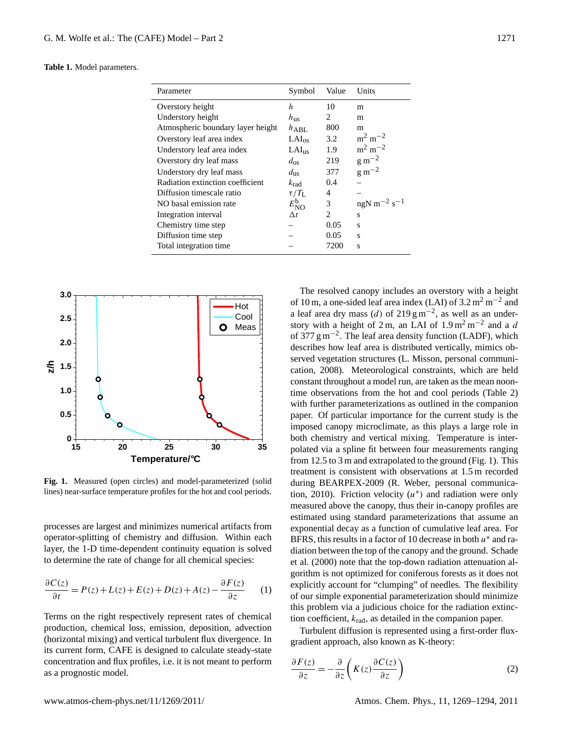**Table 1.** Model parameters.

| Parameter | Symbol | Value | Units |
|---|---|---|---|
| Overstory height | $h$ | 10 | m |
| Understory height | $h_{us}$ | 2 | m |
| Atmospheric boundary layer height | $h_{ABL}$ | 800 | m |
| Overstory leaf area index | $LAI_{os}$ | 3.2 | $m^2\ m^{-2}$ |
| Understory leaf area index | $LAI_{us}$ | 1.9 | $m^2\ m^{-2}$ |
| Overstory dry leaf mass | $d_{os}$ | 219 | $g\ m^{-2}$ |
| Understory dry leaf mass | $d_{us}$ | 377 | $g\ m^{-2}$ |
| Radiation extinction coefficient | $k_{rad}$ | 0.4 | – |
| Diffusion timescale ratio | $\tau/T_L$ | 4 | – |
| NO basal emission rate | $E_{NO}^{b}$ | 3 | $ngN\ m^{-2}\ s^{-1}$ |
| Integration interval | $\Delta t$ | 2 | s |
| Chemistry time step | – | 0.05 | s |
| Diffusion time step | – | 0.05 | s |
| Total integration time | – | 7200 | s |

**Fig. 1.** Measured (open circles) and model-parameterized (solid lines) near-surface temperature profiles for the hot and cool periods.

processes are largest and minimizes numerical artifacts from operator-splitting of chemistry and diffusion. Within each layer, the 1-D time-dependent continuity equation is solved to determine the rate of change for all chemical species:

$$\frac{\partial C(z)}{\partial t} = P(z) + L(z) + E(z) + D(z) + A(z) - \frac{\partial F(z)}{\partial z} \quad (1)$$

Terms on the right respectively represent rates of chemical production, chemical loss, emission, deposition, advection (horizontal mixing) and vertical turbulent flux divergence. In its current form, CAFE is designed to calculate steady-state concentration and flux profiles, i.e. it is not meant to perform as a prognostic model.

The resolved canopy includes an overstory with a height of 10 m, a one-sided leaf area index (LAI) of 3.2 $m^2\ m^{-2}$ and a leaf area dry mass ($d$) of 219 $g\ m^{-2}$, as well as an understory with a height of 2 m, an LAI of 1.9 $m^2\ m^{-2}$ and a $d$ of 377 $g\ m^{-2}$. The leaf area density function (LADF), which describes how leaf area is distributed vertically, mimics observed vegetation structures (L. Misson, personal communication, 2008). Meteorological constraints, which are held constant throughout a model run, are taken as the mean noontime observations from the hot and cool periods (Table 2) with further parameterizations as outlined in the companion paper. Of particular importance for the current study is the imposed canopy microclimate, as this plays a large role in both chemistry and vertical mixing. Temperature is interpolated via a spline fit between four measurements ranging from 12.5 to 3 m and extrapolated to the ground (Fig. 1). This treatment is consistent with observations at 1.5 m recorded during BEARPEX-2009 (R. Weber, personal communication, 2010). Friction velocity ($u^*$) and radiation were only measured above the canopy, thus their in-canopy profiles are estimated using standard parameterizations that assume an exponential decay as a function of cumulative leaf area. For BFRS, this results in a factor of 10 decrease in both $u^*$ and radiation between the top of the canopy and the ground. Schade et al. (2000) note that the top-down radiation attenuation algorithm is not optimized for coniferous forests as it does not explicitly account for "clumping" of needles. The flexibility of our simple exponential parameterization should minimize this problem via a judicious choice for the radiation extinction coefficient, $k_{rad}$, as detailed in the companion paper.

Turbulent diffusion is represented using a first-order flux-gradient approach, also known as K-theory:

$$\frac{\partial F(z)}{\partial z} = -\frac{\partial}{\partial z}\left(K(z)\frac{\partial C(z)}{\partial z}\right) \quad (2)$$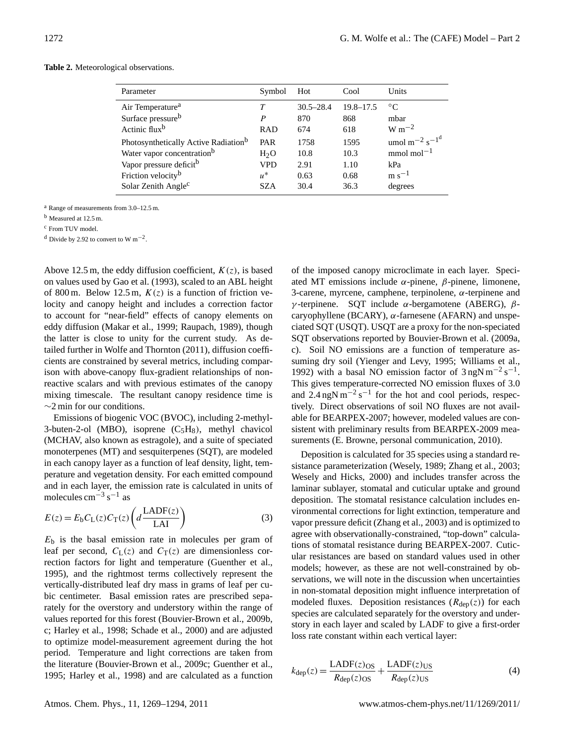**Table 2.** Meteorological observations.

| Parameter | Symbol | Hot | Cool | Units |
|---|---|---|---|---|
| Air Temperature[a] | $T$ | 30.5–28.4 | 19.8–17.5 | °C |
| Surface pressure[b] | $P$ | 870 | 868 | mbar |
| Actinic flux[b] | RAD | 674 | 618 | $\mathrm{W\,m^{-2}}$ |
| Photosynthetically Active Radiation[b] | PAR | 1758 | 1595 | $\mathrm{umol\,m^{-2}\,s^{-1}}$[d] |
| Water vapor concentration[b] | $H_2O$ | 10.8 | 10.3 | $\mathrm{mmol\,mol^{-1}}$ |
| Vapor pressure deficit[b] | VPD | 2.91 | 1.10 | kPa |
| Friction velocity[b] | $u^*$ | 0.63 | 0.68 | $\mathrm{m\,s^{-1}}$ |
| Solar Zenith Angle[c] | SZA | 30.4 | 36.3 | degrees |

[a] Range of measurements from 3.0–12.5 m.
[b] Measured at 12.5 m.
[c] From TUV model.
[d] Divide by 2.92 to convert to $\mathrm{W\,m^{-2}}$.

Above 12.5 m, the eddy diffusion coefficient, $K(z)$, is based on values used by Gao et al. (1993), scaled to an ABL height of 800 m. Below 12.5 m, $K(z)$ is a function of friction velocity and canopy height and includes a correction factor to account for "near-field" effects of canopy elements on eddy diffusion (Makar et al., 1999; Raupach, 1989), though the latter is close to unity for the current study. As detailed further in Wolfe and Thornton (2011), diffusion coefficients are constrained by several metrics, including comparison with above-canopy flux-gradient relationships of non-reactive scalars and with previous estimates of the canopy mixing timescale. The resultant canopy residence time is ∼2 min for our conditions.

Emissions of biogenic VOC (BVOC), including 2-methyl-3-buten-2-ol (MBO), isoprene ($C_5H_8$), methyl chavicol (MCHAV, also known as estragole), and a suite of speciated monoterpenes (MT) and sesquiterpenes (SQT), are modeled in each canopy layer as a function of leaf density, light, temperature and vegetation density. For each emitted compound and in each layer, the emission rate is calculated in units of molecules $\mathrm{cm^{-3}\,s^{-1}}$ as

$$E(z) = E_\mathrm{b} C_\mathrm{L}(z) C_\mathrm{T}(z) \left( d \frac{\mathrm{LADF}(z)}{\mathrm{LAI}} \right) \tag{3}$$

$E_\mathrm{b}$ is the basal emission rate in molecules per gram of leaf per second, $C_\mathrm{L}(z)$ and $C_\mathrm{T}(z)$ are dimensionless correction factors for light and temperature (Guenther et al., 1995), and the rightmost terms collectively represent the vertically-distributed leaf dry mass in grams of leaf per cubic centimeter. Basal emission rates are prescribed separately for the overstory and understory within the range of values reported for this forest (Bouvier-Brown et al., 2009b, c; Harley et al., 1998; Schade et al., 2000) and are adjusted to optimize model-measurement agreement during the hot period. Temperature and light corrections are taken from the literature (Bouvier-Brown et al., 2009c; Guenther et al., 1995; Harley et al., 1998) and are calculated as a function of the imposed canopy microclimate in each layer. Speciated MT emissions include $\alpha$-pinene, $\beta$-pinene, limonene, 3-carene, myrcene, camphene, terpinolene, $\alpha$-terpinene and $\gamma$-terpinene. SQT include $\alpha$-bergamotene (ABERG), $\beta$-caryophyllene (BCARY), $\alpha$-farnesene (AFARN) and unspeciated SQT (USQT). USQT are a proxy for the non-speciated SQT observations reported by Bouvier-Brown et al. (2009a, c). Soil NO emissions are a function of temperature assuming dry soil (Yienger and Levy, 1995; Williams et al., 1992) with a basal NO emission factor of $3\,\mathrm{ngN\,m^{-2}\,s^{-1}}$. This gives temperature-corrected NO emission fluxes of 3.0 and $2.4\,\mathrm{ngN\,m^{-2}\,s^{-1}}$ for the hot and cool periods, respectively. Direct observations of soil NO fluxes are not available for BEARPEX-2007; however, modeled values are consistent with preliminary results from BEARPEX-2009 measurements (E. Browne, personal communication, 2010).

Deposition is calculated for 35 species using a standard resistance parameterization (Wesely, 1989; Zhang et al., 2003; Wesely and Hicks, 2000) and includes transfer across the laminar sublayer, stomatal and cuticular uptake and ground deposition. The stomatal resistance calculation includes environmental corrections for light extinction, temperature and vapor pressure deficit (Zhang et al., 2003) and is optimized to agree with observationally-constrained, "top-down" calculations of stomatal resistance during BEARPEX-2007. Cuticular resistances are based on standard values used in other models; however, as these are not well-constrained by observations, we will note in the discussion when uncertainties in non-stomatal deposition might influence interpretation of modeled fluxes. Deposition resistances ($R_\mathrm{dep}(z)$) for each species are calculated separately for the overstory and understory in each layer and scaled by LADF to give a first-order loss rate constant within each vertical layer:

$$k_\mathrm{dep}(z) = \frac{\mathrm{LADF}(z)_\mathrm{OS}}{R_\mathrm{dep}(z)_\mathrm{OS}} + \frac{\mathrm{LADF}(z)_\mathrm{US}}{R_\mathrm{dep}(z)_\mathrm{US}} \tag{4}$$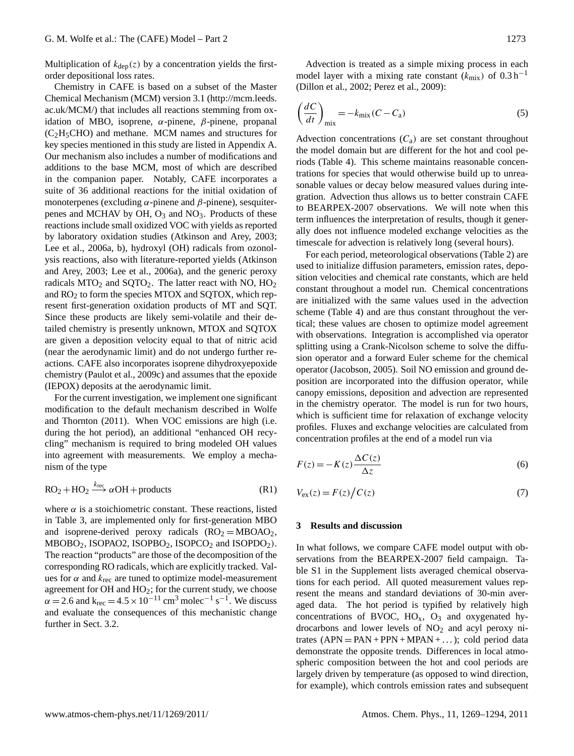Multiplication of $k_{dep}(z)$ by a concentration yields the first-order depositional loss rates.

Chemistry in CAFE is based on a subset of the Master Chemical Mechanism (MCM) version 3.1 (http://mcm.leeds.ac.uk/MCM/) that includes all reactions stemming from oxidation of MBO, isoprene, $\alpha$-pinene, $\beta$-pinene, propanal ($C_2H_5CHO$) and methane. MCM names and structures for key species mentioned in this study are listed in Appendix A. Our mechanism also includes a number of modifications and additions to the base MCM, most of which are described in the companion paper. Notably, CAFE incorporates a suite of 36 additional reactions for the initial oxidation of monoterpenes (excluding $\alpha$-pinene and $\beta$-pinene), sesquiterpenes and MCHAV by OH, $O_3$ and $NO_3$. Products of these reactions include small oxidized VOC with yields as reported by laboratory oxidation studies (Atkinson and Arey, 2003; Lee et al., 2006a, b), hydroxyl (OH) radicals from ozonolysis reactions, also with literature-reported yields (Atkinson and Arey, 2003; Lee et al., 2006a), and the generic peroxy radicals $MTO_2$ and $SQTO_2$. The latter react with NO, $HO_2$ and $RO_2$ to form the species MTOX and SQTOX, which represent first-generation oxidation products of MT and SQT. Since these products are likely semi-volatile and their detailed chemistry is presently unknown, MTOX and SQTOX are given a deposition velocity equal to that of nitric acid (near the aerodynamic limit) and do not undergo further reactions. CAFE also incorporates isoprene dihydroxyepoxide chemistry (Paulot et al., 2009c) and assumes that the epoxide (IEPOX) deposits at the aerodynamic limit.

For the current investigation, we implement one significant modification to the default mechanism described in Wolfe and Thornton (2011). When VOC emissions are high (i.e. during the hot period), an additional "enhanced OH recycling" mechanism is required to bring modeled OH values into agreement with measurements. We employ a mechanism of the type

$$RO_2 + HO_2 \xrightarrow{k_{rec}} \alpha OH + \text{products} \tag{R1}$$

where $\alpha$ is a stoichiometric constant. These reactions, listed in Table 3, are implemented only for first-generation MBO and isoprene-derived peroxy radicals ($RO_2 = MBOAO_2$, $MBOBO_2$, ISOPAO2, $ISOPBO_2$, $ISOPCO_2$ and $ISOPDO_2$). The reaction "products" are those of the decomposition of the corresponding RO radicals, which are explicitly tracked. Values for $\alpha$ and $k_{rec}$ are tuned to optimize model-measurement agreement for OH and $HO_2$; for the current study, we choose $\alpha = 2.6$ and $k_{rec} = 4.5 \times 10^{-11}\ \text{cm}^3\ \text{molec}^{-1}\ \text{s}^{-1}$. We discuss and evaluate the consequences of this mechanistic change further in Sect. 3.2.

Advection is treated as a simple mixing process in each model layer with a mixing rate constant ($k_{mix}$) of $0.3\ \text{h}^{-1}$ (Dillon et al., 2002; Perez et al., 2009):

$$\left(\frac{dC}{dt}\right)_{\text{mix}} = -k_{\text{mix}}(C - C_a) \tag{5}$$

Advection concentrations ($C_a$) are set constant throughout the model domain but are different for the hot and cool periods (Table 4). This scheme maintains reasonable concentrations for species that would otherwise build up to unreasonable values or decay below measured values during integration. Advection thus allows us to better constrain CAFE to BEARPEX-2007 observations. We will note when this term influences the interpretation of results, though it generally does not influence modeled exchange velocities as the timescale for advection is relatively long (several hours).

For each period, meteorological observations (Table 2) are used to initialize diffusion parameters, emission rates, deposition velocities and chemical rate constants, which are held constant throughout a model run. Chemical concentrations are initialized with the same values used in the advection scheme (Table 4) and are thus constant throughout the vertical; these values are chosen to optimize model agreement with observations. Integration is accomplished via operator splitting using a Crank-Nicolson scheme to solve the diffusion operator and a forward Euler scheme for the chemical operator (Jacobson, 2005). Soil NO emission and ground deposition are incorporated into the diffusion operator, while canopy emissions, deposition and advection are represented in the chemistry operator. The model is run for two hours, which is sufficient time for relaxation of exchange velocity profiles. Fluxes and exchange velocities are calculated from concentration profiles at the end of a model run via

$$F(z) = -K(z)\frac{\Delta C(z)}{\Delta z} \tag{6}$$

$$V_{ex}(z) = F(z)/C(z) \tag{7}$$

## 3 Results and discussion

In what follows, we compare CAFE model output with observations from the BEARPEX-2007 field campaign. Table S1 in the Supplement lists averaged chemical observations for each period. All quoted measurement values represent the means and standard deviations of 30-min averaged data. The hot period is typified by relatively high concentrations of BVOC, $HO_x$, $O_3$ and oxygenated hydrocarbons and lower levels of $NO_2$ and acyl peroxy nitrates (APN = PAN + PPN + MPAN + ...); cold period data demonstrate the opposite trends. Differences in local atmospheric composition between the hot and cool periods are largely driven by temperature (as opposed to wind direction, for example), which controls emission rates and subsequent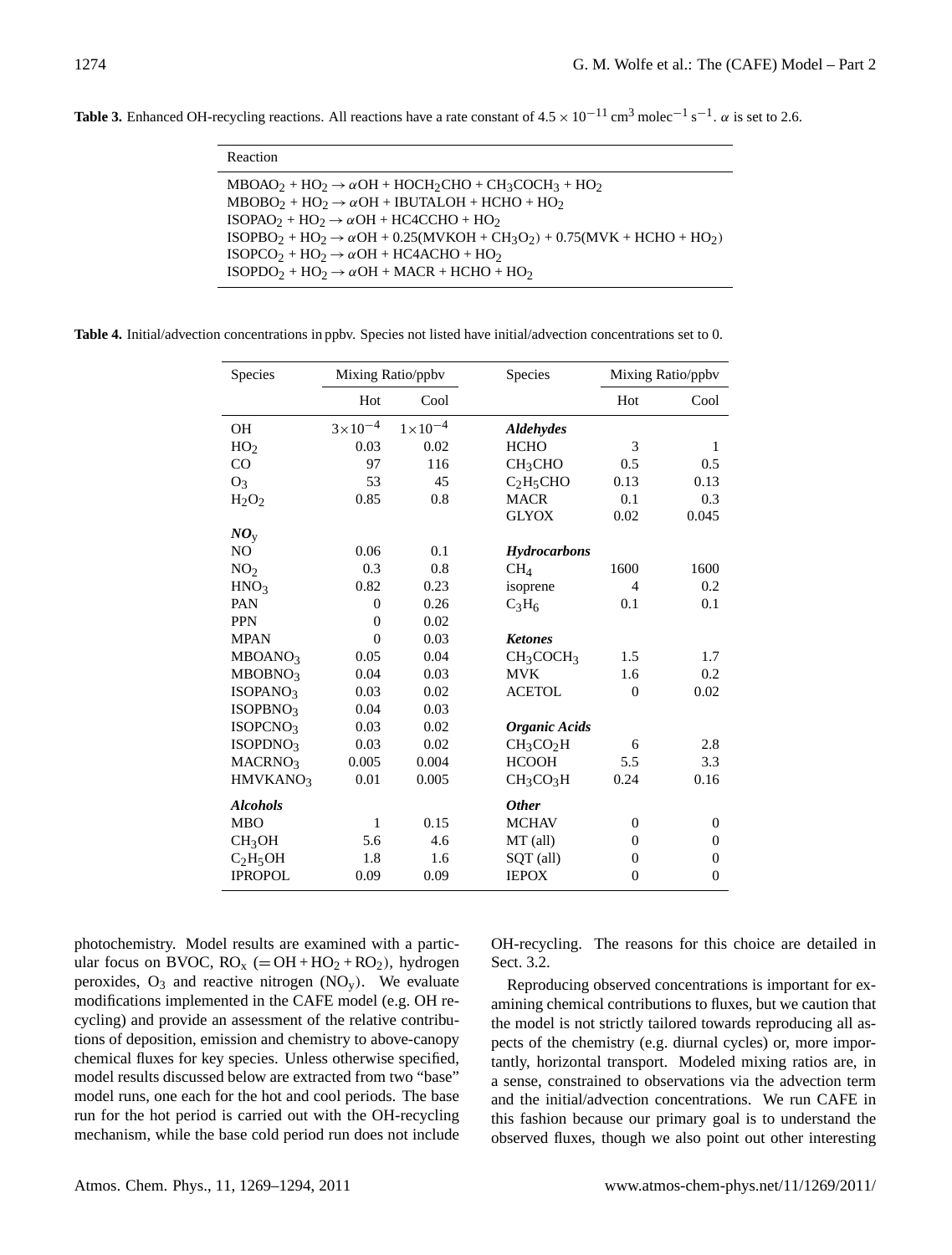**Table 3.** Enhanced OH-recycling reactions. All reactions have a rate constant of $4.5 \times 10^{-11}$ cm$^3$ molec$^{-1}$ s$^{-1}$. $\alpha$ is set to 2.6.

| Reaction |
|---|
| $MBOAO_2 + HO_2 \rightarrow \alpha OH + HOCH_2CHO + CH_3COCH_3 + HO_2$ |
| $MBOBO_2 + HO_2 \rightarrow \alpha OH + IBUTALOH + HCHO + HO_2$ |
| $ISOPAO_2 + HO_2 \rightarrow \alpha OH + HC4CCHO + HO_2$ |
| $ISOPBO_2 + HO_2 \rightarrow \alpha OH + 0.25(MVKOH + CH_3O_2) + 0.75(MVK + HCHO + HO_2)$ |
| $ISOPCO_2 + HO_2 \rightarrow \alpha OH + HC4ACHO + HO_2$ |
| $ISOPDO_2 + HO_2 \rightarrow \alpha OH + MACR + HCHO + HO_2$ |

**Table 4.** Initial/advection concentrations in ppbv. Species not listed have initial/advection concentrations set to 0.

| Species | Mixing Ratio/ppbv | | Species | Mixing Ratio/ppbv | |
|---|---|---|---|---|---|
| | Hot | Cool | | Hot | Cool |
| OH | $3\times10^{-4}$ | $1\times10^{-4}$ | ***Aldehydes*** | | |
| $HO_2$ | 0.03 | 0.02 | HCHO | 3 | 1 |
| CO | 97 | 116 | $CH_3CHO$ | 0.5 | 0.5 |
| $O_3$ | 53 | 45 | $C_2H_5CHO$ | 0.13 | 0.13 |
| $H_2O_2$ | 0.85 | 0.8 | MACR | 0.1 | 0.3 |
| | | | GLYOX | 0.02 | 0.045 |
| ***NO$_y$*** | | | | | |
| NO | 0.06 | 0.1 | ***Hydrocarbons*** | | |
| $NO_2$ | 0.3 | 0.8 | $CH_4$ | 1600 | 1600 |
| $HNO_3$ | 0.82 | 0.23 | isoprene | 4 | 0.2 |
| PAN | 0 | 0.26 | $C_3H_6$ | 0.1 | 0.1 |
| PPN | 0 | 0.02 | | | |
| MPAN | 0 | 0.03 | ***Ketones*** | | |
| $MBOANO_3$ | 0.05 | 0.04 | $CH_3COCH_3$ | 1.5 | 1.7 |
| $MBOBNO_3$ | 0.04 | 0.03 | MVK | 1.6 | 0.2 |
| $ISOPANO_3$ | 0.03 | 0.02 | ACETOL | 0 | 0.02 |
| $ISOPBNO_3$ | 0.04 | 0.03 | | | |
| $ISOPCNO_3$ | 0.03 | 0.02 | ***Organic Acids*** | | |
| $ISOPDNO_3$ | 0.03 | 0.02 | $CH_3CO_2H$ | 6 | 2.8 |
| $MACRNO_3$ | 0.005 | 0.004 | HCOOH | 5.5 | 3.3 |
| $HMVKANO_3$ | 0.01 | 0.005 | $CH_3CO_3H$ | 0.24 | 0.16 |
| ***Alcohols*** | | | ***Other*** | | |
| MBO | 1 | 0.15 | MCHAV | 0 | 0 |
| $CH_3OH$ | 5.6 | 4.6 | MT (all) | 0 | 0 |
| $C_2H_5OH$ | 1.8 | 1.6 | SQT (all) | 0 | 0 |
| IPROPOL | 0.09 | 0.09 | IEPOX | 0 | 0 |

photochemistry. Model results are examined with a particular focus on BVOC, $RO_x$ ($= OH + HO_2 + RO_2$), hydrogen peroxides, $O_3$ and reactive nitrogen ($NO_y$). We evaluate modifications implemented in the CAFE model (e.g. OH recycling) and provide an assessment of the relative contributions of deposition, emission and chemistry to above-canopy chemical fluxes for key species. Unless otherwise specified, model results discussed below are extracted from two "base" model runs, one each for the hot and cool periods. The base run for the hot period is carried out with the OH-recycling mechanism, while the base cold period run does not include OH-recycling. The reasons for this choice are detailed in Sect. 3.2.

Reproducing observed concentrations is important for examining chemical contributions to fluxes, but we caution that the model is not strictly tailored towards reproducing all aspects of the chemistry (e.g. diurnal cycles) or, more importantly, horizontal transport. Modeled mixing ratios are, in a sense, constrained to observations via the advection term and the initial/advection concentrations. We run CAFE in this fashion because our primary goal is to understand the observed fluxes, though we also point out other interesting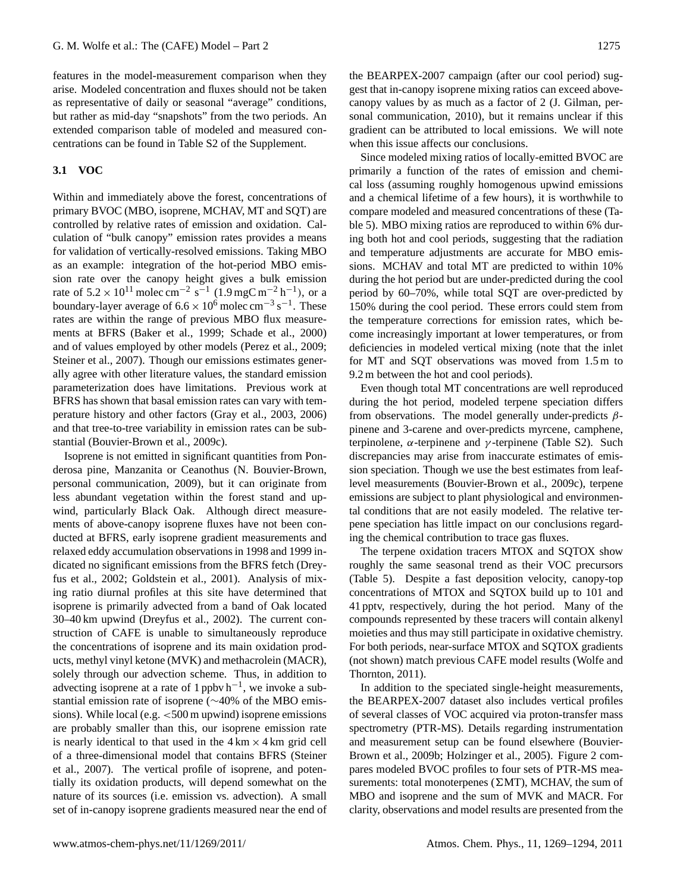features in the model-measurement comparison when they arise. Modeled concentration and fluxes should not be taken as representative of daily or seasonal "average" conditions, but rather as mid-day "snapshots" from the two periods. An extended comparison table of modeled and measured concentrations can be found in Table S2 of the Supplement.

### 3.1 VOC

Within and immediately above the forest, concentrations of primary BVOC (MBO, isoprene, MCHAV, MT and SQT) are controlled by relative rates of emission and oxidation. Calculation of "bulk canopy" emission rates provides a means for validation of vertically-resolved emissions. Taking MBO as an example: integration of the hot-period MBO emission rate over the canopy height gives a bulk emission rate of $5.2 \times 10^{11}$ molec cm$^{-2}$ s$^{-1}$ (1.9 mgC m$^{-2}$ h$^{-1}$), or a boundary-layer average of $6.6 \times 10^{6}$ molec cm$^{-3}$ s$^{-1}$. These rates are within the range of previous MBO flux measurements at BFRS (Baker et al., 1999; Schade et al., 2000) and of values employed by other models (Perez et al., 2009; Steiner et al., 2007). Though our emissions estimates generally agree with other literature values, the standard emission parameterization does have limitations. Previous work at BFRS has shown that basal emission rates can vary with temperature history and other factors (Gray et al., 2003, 2006) and that tree-to-tree variability in emission rates can be substantial (Bouvier-Brown et al., 2009c).

Isoprene is not emitted in significant quantities from Ponderosa pine, Manzanita or Ceanothus (N. Bouvier-Brown, personal communication, 2009), but it can originate from less abundant vegetation within the forest stand and upwind, particularly Black Oak. Although direct measurements of above-canopy isoprene fluxes have not been conducted at BFRS, early isoprene gradient measurements and relaxed eddy accumulation observations in 1998 and 1999 indicated no significant emissions from the BFRS fetch (Dreyfus et al., 2002; Goldstein et al., 2001). Analysis of mixing ratio diurnal profiles at this site have determined that isoprene is primarily advected from a band of Oak located 30–40 km upwind (Dreyfus et al., 2002). The current construction of CAFE is unable to simultaneously reproduce the concentrations of isoprene and its main oxidation products, methyl vinyl ketone (MVK) and methacrolein (MACR), solely through our advection scheme. Thus, in addition to advecting isoprene at a rate of 1 ppbv h$^{-1}$, we invoke a substantial emission rate of isoprene (~40% of the MBO emissions). While local (e.g. <500 m upwind) isoprene emissions are probably smaller than this, our isoprene emission rate is nearly identical to that used in the 4 km × 4 km grid cell of a three-dimensional model that contains BFRS (Steiner et al., 2007). The vertical profile of isoprene, and potentially its oxidation products, will depend somewhat on the nature of its sources (i.e. emission vs. advection). A small set of in-canopy isoprene gradients measured near the end of the BEARPEX-2007 campaign (after our cool period) suggest that in-canopy isoprene mixing ratios can exceed above-canopy values by as much as a factor of 2 (J. Gilman, personal communication, 2010), but it remains unclear if this gradient can be attributed to local emissions. We will note when this issue affects our conclusions.

Since modeled mixing ratios of locally-emitted BVOC are primarily a function of the rates of emission and chemical loss (assuming roughly homogenous upwind emissions and a chemical lifetime of a few hours), it is worthwhile to compare modeled and measured concentrations of these (Table 5). MBO mixing ratios are reproduced to within 6% during both hot and cool periods, suggesting that the radiation and temperature adjustments are accurate for MBO emissions. MCHAV and total MT are predicted to within 10% during the hot period but are under-predicted during the cool period by 60–70%, while total SQT are over-predicted by 150% during the cool period. These errors could stem from the temperature corrections for emission rates, which become increasingly important at lower temperatures, or from deficiencies in modeled vertical mixing (note that the inlet for MT and SQT observations was moved from 1.5 m to 9.2 m between the hot and cool periods).

Even though total MT concentrations are well reproduced during the hot period, modeled terpene speciation differs from observations. The model generally under-predicts $\beta$-pinene and 3-carene and over-predicts myrcene, camphene, terpinolene, $\alpha$-terpinene and $\gamma$-terpinene (Table S2). Such discrepancies may arise from inaccurate estimates of emission speciation. Though we use the best estimates from leaf-level measurements (Bouvier-Brown et al., 2009c), terpene emissions are subject to plant physiological and environmental conditions that are not easily modeled. The relative terpene speciation has little impact on our conclusions regarding the chemical contribution to trace gas fluxes.

The terpene oxidation tracers MTOX and SQTOX show roughly the same seasonal trend as their VOC precursors (Table 5). Despite a fast deposition velocity, canopy-top concentrations of MTOX and SQTOX build up to 101 and 41 pptv, respectively, during the hot period. Many of the compounds represented by these tracers will contain alkenyl moieties and thus may still participate in oxidative chemistry. For both periods, near-surface MTOX and SQTOX gradients (not shown) match previous CAFE model results (Wolfe and Thornton, 2011).

In addition to the speciated single-height measurements, the BEARPEX-2007 dataset also includes vertical profiles of several classes of VOC acquired via proton-transfer mass spectrometry (PTR-MS). Details regarding instrumentation and measurement setup can be found elsewhere (Bouvier-Brown et al., 2009b; Holzinger et al., 2005). Figure 2 compares modeled BVOC profiles to four sets of PTR-MS measurements: total monoterpenes ($\Sigma$MT), MCHAV, the sum of MBO and isoprene and the sum of MVK and MACR. For clarity, observations and model results are presented from the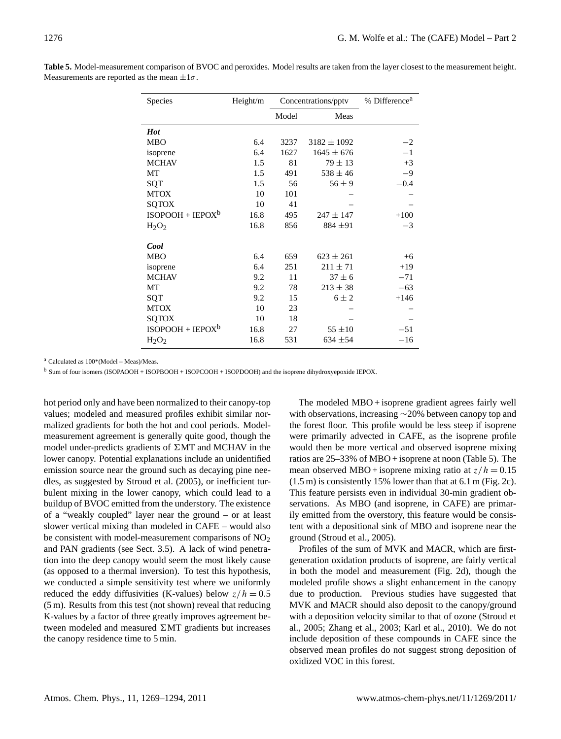**Table 5.** Model-measurement comparison of BVOC and peroxides. Model results are taken from the layer closest to the measurement height. Measurements are reported as the mean $\pm 1\sigma$.

| Species | Height/m | Concentrations/pptv | | % Difference[a] |
|---|---|---|---|---|
| | | Model | Meas | |
| ***Hot*** | | | | |
| MBO | 6.4 | 3237 | $3182 \pm 1092$ | $-2$ |
| isoprene | 6.4 | 1627 | $1645 \pm 676$ | $-1$ |
| MCHAV | 1.5 | 81 | $79 \pm 13$ | $+3$ |
| MT | 1.5 | 491 | $538 \pm 46$ | $-9$ |
| SQT | 1.5 | 56 | $56 \pm 9$ | $-0.4$ |
| MTOX | 10 | 101 | – | – |
| SQTOX | 10 | 41 | – | – |
| ISOPOOH + IEPOX[b] | 16.8 | 495 | $247 \pm 147$ | $+100$ |
| $H_2O_2$ | 16.8 | 856 | $884 \pm 91$ | $-3$ |
| ***Cool*** | | | | |
| MBO | 6.4 | 659 | $623 \pm 261$ | $+6$ |
| isoprene | 6.4 | 251 | $211 \pm 71$ | $+19$ |
| MCHAV | 9.2 | 11 | $37 \pm 6$ | $-71$ |
| MT | 9.2 | 78 | $213 \pm 38$ | $-63$ |
| SQT | 9.2 | 15 | $6 \pm 2$ | $+146$ |
| MTOX | 10 | 23 | – | – |
| SQTOX | 10 | 18 | – | – |
| ISOPOOH + IEPOX[b] | 16.8 | 27 | $55 \pm 10$ | $-51$ |
| $H_2O_2$ | 16.8 | 531 | $634 \pm 54$ | $-16$ |

[a] Calculated as 100*(Model – Meas)/Meas.

[b] Sum of four isomers (ISOPAOOH + ISOPBOOH + ISOPCOOH + ISOPDOOH) and the isoprene dihydroxyepoxide IEPOX.

hot period only and have been normalized to their canopy-top values; modeled and measured profiles exhibit similar normalized gradients for both the hot and cool periods. Model-measurement agreement is generally quite good, though the model under-predicts gradients of $\Sigma$MT and MCHAV in the lower canopy. Potential explanations include an unidentified emission source near the ground such as decaying pine needles, as suggested by Stroud et al. (2005), or inefficient turbulent mixing in the lower canopy, which could lead to a buildup of BVOC emitted from the understory. The existence of a "weakly coupled" layer near the ground – or at least slower vertical mixing than modeled in CAFE – would also be consistent with model-measurement comparisons of $NO_2$ and PAN gradients (see Sect. 3.5). A lack of wind penetration into the deep canopy would seem the most likely cause (as opposed to a thermal inversion). To test this hypothesis, we conducted a simple sensitivity test where we uniformly reduced the eddy diffusivities (K-values) below $z/h = 0.5$ (5 m). Results from this test (not shown) reveal that reducing K-values by a factor of three greatly improves agreement between modeled and measured $\Sigma$MT gradients but increases the canopy residence time to 5 min.

The modeled MBO + isoprene gradient agrees fairly well with observations, increasing $\sim$20% between canopy top and the forest floor. This profile would be less steep if isoprene were primarily advected in CAFE, as the isoprene profile would then be more vertical and observed isoprene mixing ratios are 25–33% of MBO + isoprene at noon (Table 5). The mean observed MBO + isoprene mixing ratio at $z/h = 0.15$ (1.5 m) is consistently 15% lower than that at 6.1 m (Fig. 2c). This feature persists even in individual 30-min gradient observations. As MBO (and isoprene, in CAFE) are primarily emitted from the overstory, this feature would be consistent with a depositional sink of MBO and isoprene near the ground (Stroud et al., 2005).

Profiles of the sum of MVK and MACR, which are first-generation oxidation products of isoprene, are fairly vertical in both the model and measurement (Fig. 2d), though the modeled profile shows a slight enhancement in the canopy due to production. Previous studies have suggested that MVK and MACR should also deposit to the canopy/ground with a deposition velocity similar to that of ozone (Stroud et al., 2005; Zhang et al., 2003; Karl et al., 2010). We do not include deposition of these compounds in CAFE since the observed mean profiles do not suggest strong deposition of oxidized VOC in this forest.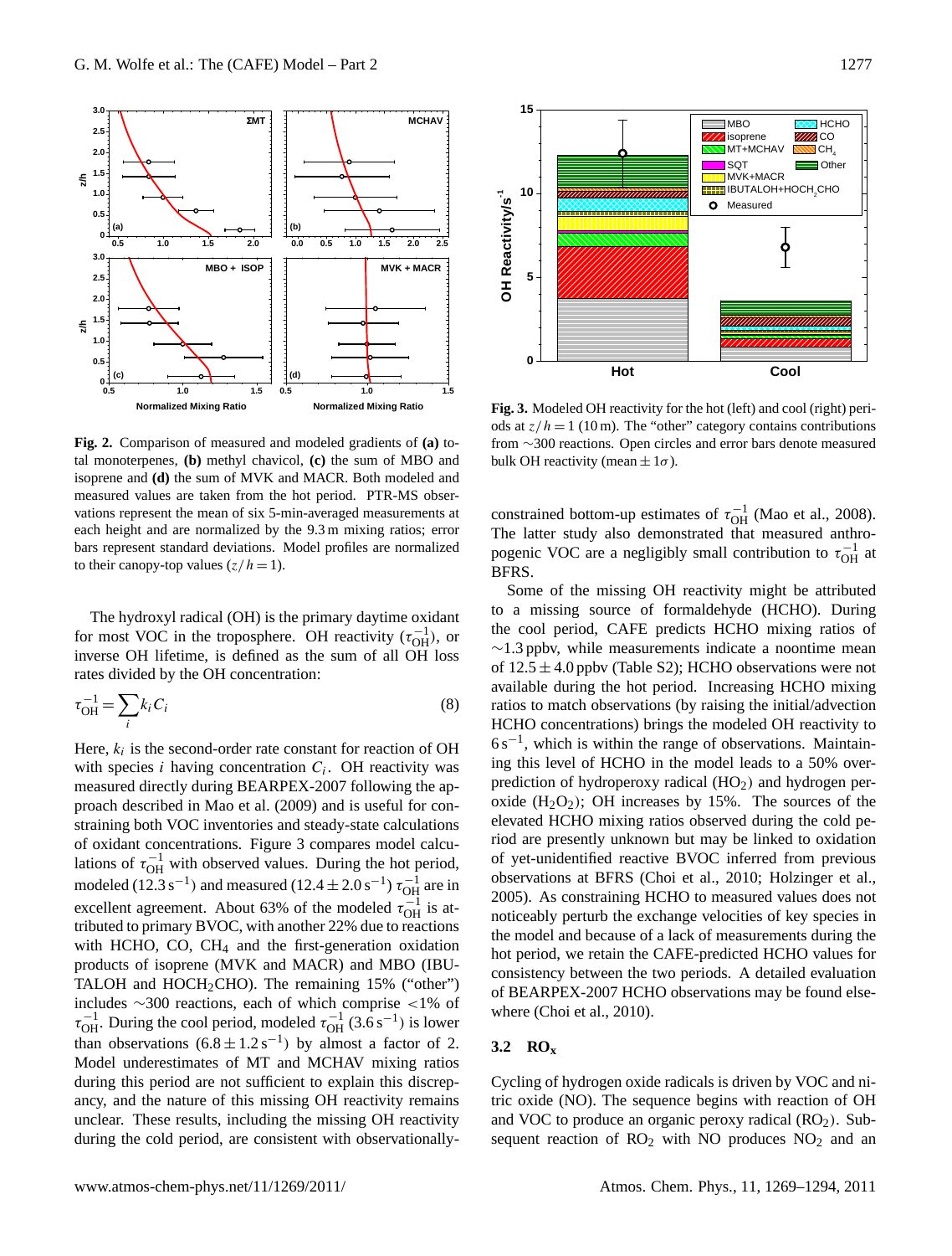**Fig. 2.** Comparison of measured and modeled gradients of **(a)** total monoterpenes, **(b)** methyl chavicol, **(c)** the sum of MBO and isoprene and **(d)** the sum of MVK and MACR. Both modeled and measured values are taken from the hot period. PTR-MS observations represent the mean of six 5-min-averaged measurements at each height and are normalized by the 9.3 m mixing ratios; error bars represent standard deviations. Model profiles are normalized to their canopy-top values ($z/h = 1$).

The hydroxyl radical (OH) is the primary daytime oxidant for most VOC in the troposphere. OH reactivity ($\tau_{OH}^{-1}$), or inverse OH lifetime, is defined as the sum of all OH loss rates divided by the OH concentration:

$$\tau_{OH}^{-1} = \sum_i k_i C_i \quad (8)$$

Here, $k_i$ is the second-order rate constant for reaction of OH with species $i$ having concentration $C_i$. OH reactivity was measured directly during BEARPEX-2007 following the approach described in Mao et al. (2009) and is useful for constraining both VOC inventories and steady-state calculations of oxidant concentrations. Figure 3 compares model calculations of $\tau_{OH}^{-1}$ with observed values. During the hot period, modeled ($12.3\ s^{-1}$) and measured ($12.4 \pm 2.0\ s^{-1}$) $\tau_{OH}^{-1}$ are in excellent agreement. About 63% of the modeled $\tau_{OH}^{-1}$ is attributed to primary BVOC, with another 22% due to reactions with HCHO, CO, $CH_4$ and the first-generation oxidation products of isoprene (MVK and MACR) and MBO (IBUTALOH and $HOCH_2CHO$). The remaining 15% ("other") includes ~300 reactions, each of which comprise <1% of $\tau_{OH}^{-1}$. During the cool period, modeled $\tau_{OH}^{-1}$ ($3.6\ s^{-1}$) is lower than observations ($6.8 \pm 1.2\ s^{-1}$) by almost a factor of 2. Model underestimates of MT and MCHAV mixing ratios during this period are not sufficient to explain this discrepancy, and the nature of this missing OH reactivity remains unclear. These results, including the missing OH reactivity during the cold period, are consistent with observationally-constrained bottom-up estimates of $\tau_{OH}^{-1}$ (Mao et al., 2008). The latter study also demonstrated that measured anthropogenic VOC are a negligibly small contribution to $\tau_{OH}^{-1}$ at BFRS.

**Fig. 3.** Modeled OH reactivity for the hot (left) and cool (right) periods at $z/h = 1$ (10 m). The "other" category contains contributions from ~300 reactions. Open circles and error bars denote measured bulk OH reactivity (mean $\pm 1\sigma$).

Some of the missing OH reactivity might be attributed to a missing source of formaldehyde (HCHO). During the cool period, CAFE predicts HCHO mixing ratios of ~1.3 ppbv, while measurements indicate a noontime mean of $12.5 \pm 4.0$ ppbv (Table S2); HCHO observations were not available during the hot period. Increasing HCHO mixing ratios to match observations (by raising the initial/advection HCHO concentrations) brings the modeled OH reactivity to $6\ s^{-1}$, which is within the range of observations. Maintaining this level of HCHO in the model leads to a 50% overprediction of hydroperoxy radical ($HO_2$) and hydrogen peroxide ($H_2O_2$); OH increases by 15%. The sources of the elevated HCHO mixing ratios observed during the cold period are presently unknown but may be linked to oxidation of yet-unidentified reactive BVOC inferred from previous observations at BFRS (Choi et al., 2010; Holzinger et al., 2005). As constraining HCHO to measured values does not noticeably perturb the exchange velocities of key species in the model and because of a lack of measurements during the hot period, we retain the CAFE-predicted HCHO values for consistency between the two periods. A detailed evaluation of BEARPEX-2007 HCHO observations may be found elsewhere (Choi et al., 2010).

### 3.2 $RO_x$

Cycling of hydrogen oxide radicals is driven by VOC and nitric oxide (NO). The sequence begins with reaction of OH and VOC to produce an organic peroxy radical ($RO_2$). Subsequent reaction of $RO_2$ with NO produces $NO_2$ and an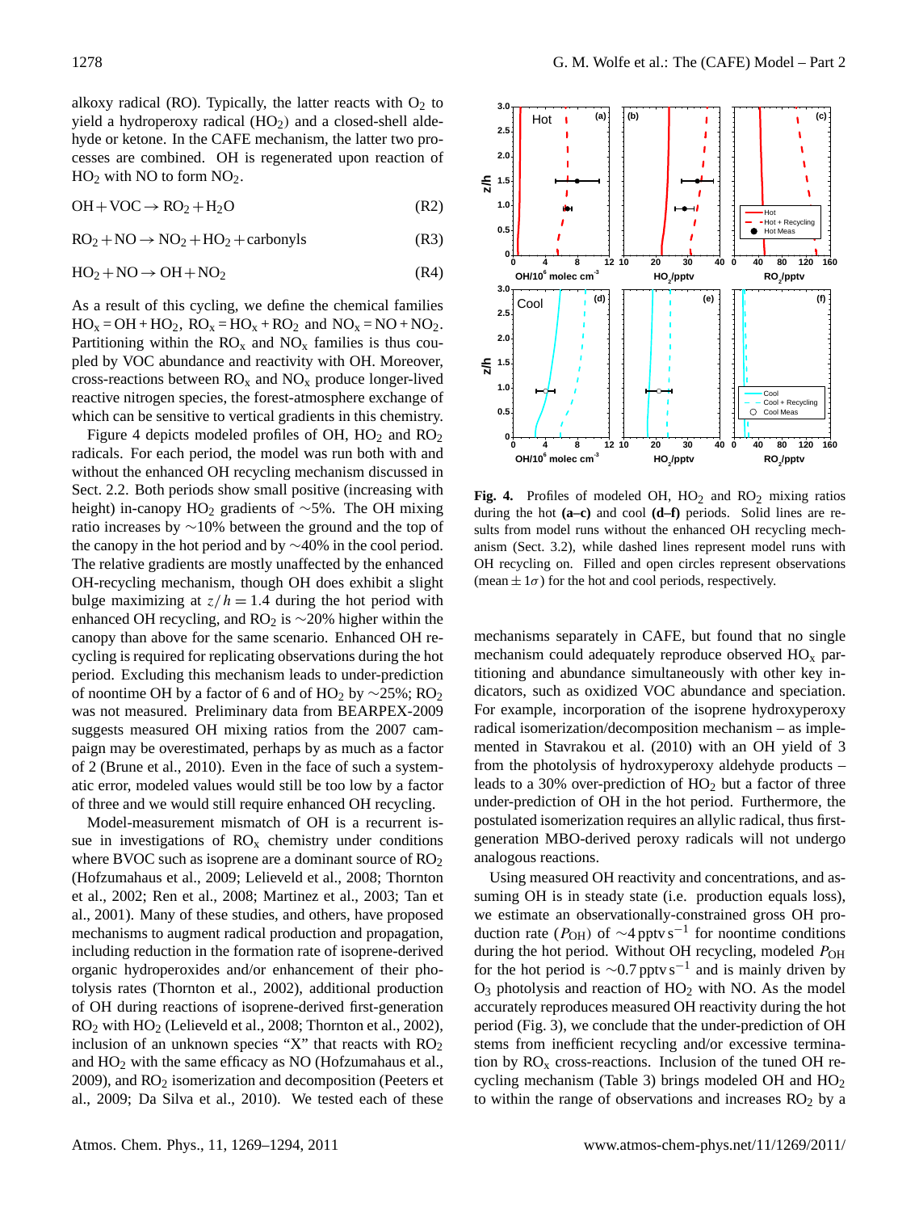alkoxy radical (RO). Typically, the latter reacts with $O_2$ to yield a hydroperoxy radical ($HO_2$) and a closed-shell aldehyde or ketone. In the CAFE mechanism, the latter two processes are combined. OH is regenerated upon reaction of $HO_2$ with NO to form $NO_2$.

$$OH + VOC \rightarrow RO_2 + H_2O \quad \text{(R2)}$$

$$RO_2 + NO \rightarrow NO_2 + HO_2 + \text{carbonyls} \quad \text{(R3)}$$

$$HO_2 + NO \rightarrow OH + NO_2 \quad \text{(R4)}$$

As a result of this cycling, we define the chemical families $HO_x = OH + HO_2$, $RO_x = HO_x + RO_2$ and $NO_x = NO + NO_2$. Partitioning within the $RO_x$ and $NO_x$ families is thus coupled by VOC abundance and reactivity with OH. Moreover, cross-reactions between $RO_x$ and $NO_x$ produce longer-lived reactive nitrogen species, the forest-atmosphere exchange of which can be sensitive to vertical gradients in this chemistry.

Figure 4 depicts modeled profiles of OH, $HO_2$ and $RO_2$ radicals. For each period, the model was run both with and without the enhanced OH recycling mechanism discussed in Sect. 2.2. Both periods show small positive (increasing with height) in-canopy $HO_2$ gradients of ~5%. The OH mixing ratio increases by ~10% between the ground and the top of the canopy in the hot period and by ~40% in the cool period. The relative gradients are mostly unaffected by the enhanced OH-recycling mechanism, though OH does exhibit a slight bulge maximizing at $z/h = 1.4$ during the hot period with enhanced OH recycling, and $RO_2$ is ~20% higher within the canopy than above for the same scenario. Enhanced OH recycling is required for replicating observations during the hot period. Excluding this mechanism leads to under-prediction of noontime OH by a factor of 6 and of $HO_2$ by ~25%; $RO_2$ was not measured. Preliminary data from BEARPEX-2009 suggests measured OH mixing ratios from the 2007 campaign may be overestimated, perhaps by as much as a factor of 2 (Brune et al., 2010). Even in the face of such a systematic error, modeled values would still be too low by a factor of three and we would still require enhanced OH recycling.

Model-measurement mismatch of OH is a recurrent issue in investigations of $RO_x$ chemistry under conditions where BVOC such as isoprene are a dominant source of $RO_2$ (Hofzumahaus et al., 2009; Lelieveld et al., 2008; Thornton et al., 2002; Ren et al., 2008; Martinez et al., 2003; Tan et al., 2001). Many of these studies, and others, have proposed mechanisms to augment radical production and propagation, including reduction in the formation rate of isoprene-derived organic hydroperoxides and/or enhancement of their photolysis rates (Thornton et al., 2002), additional production of OH during reactions of isoprene-derived first-generation $RO_2$ with $HO_2$ (Lelieveld et al., 2008; Thornton et al., 2002), inclusion of an unknown species "X" that reacts with $RO_2$ and $HO_2$ with the same efficacy as NO (Hofzumahaus et al., 2009), and $RO_2$ isomerization and decomposition (Peeters et al., 2009; Da Silva et al., 2010). We tested each of these mechanisms separately in CAFE, but found that no single mechanism could adequately reproduce observed $HO_x$ partitioning and abundance simultaneously with other key indicators, such as oxidized VOC abundance and speciation. For example, incorporation of the isoprene hydroxyperoxy radical isomerization/decomposition mechanism – as implemented in Stavrakou et al. (2010) with an OH yield of 3 from the photolysis of hydroxyperoxy aldehyde products – leads to a 30% over-prediction of $HO_2$ but a factor of three under-prediction of OH in the hot period. Furthermore, the postulated isomerization requires an allylic radical, thus first-generation MBO-derived peroxy radicals will not undergo analogous reactions.

**Fig. 4.** Profiles of modeled OH, $HO_2$ and $RO_2$ mixing ratios during the hot **(a–c)** and cool **(d–f)** periods. Solid lines are results from model runs without the enhanced OH recycling mechanism (Sect. 3.2), while dashed lines represent model runs with OH recycling on. Filled and open circles represent observations (mean ± 1$\sigma$) for the hot and cool periods, respectively.

Using measured OH reactivity and concentrations, and assuming OH is in steady state (i.e. production equals loss), we estimate an observationally-constrained gross OH production rate ($P_{OH}$) of ~4 pptv s$^{-1}$ for noontime conditions during the hot period. Without OH recycling, modeled $P_{OH}$ for the hot period is ~0.7 pptv s$^{-1}$ and is mainly driven by $O_3$ photolysis and reaction of $HO_2$ with NO. As the model accurately reproduces measured OH reactivity during the hot period (Fig. 3), we conclude that the under-prediction of OH stems from inefficient recycling and/or excessive termination by $RO_x$ cross-reactions. Inclusion of the tuned OH recycling mechanism (Table 3) brings modeled OH and $HO_2$ to within the range of observations and increases $RO_2$ by a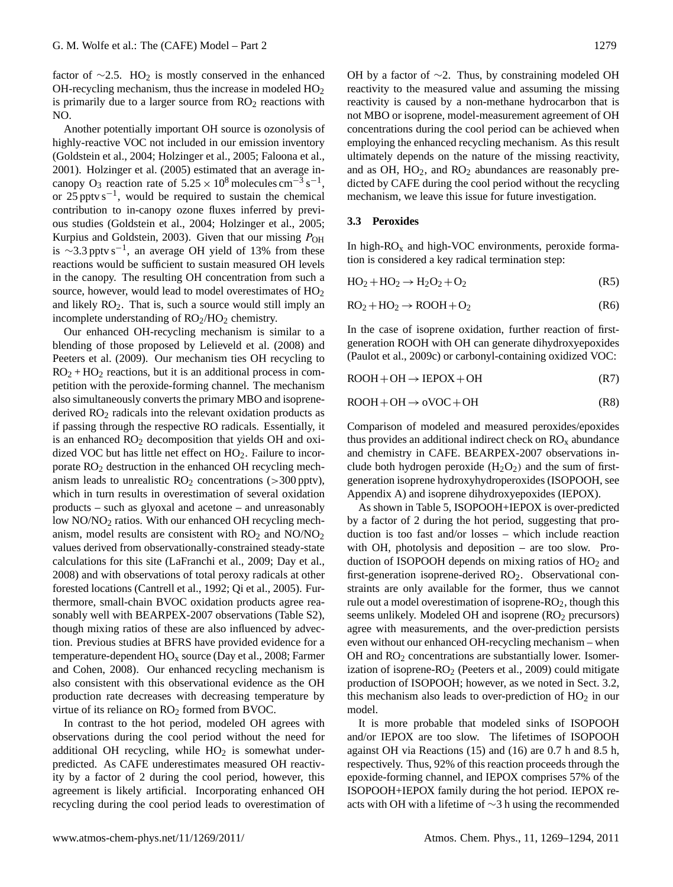factor of ~2.5. $HO_2$ is mostly conserved in the enhanced OH-recycling mechanism, thus the increase in modeled $HO_2$ is primarily due to a larger source from $RO_2$ reactions with NO.

Another potentially important OH source is ozonolysis of highly-reactive VOC not included in our emission inventory (Goldstein et al., 2004; Holzinger et al., 2005; Faloona et al., 2001). Holzinger et al. (2005) estimated that an average in-canopy $O_3$ reaction rate of $5.25 \times 10^8$ molecules $cm^{-3}$ $s^{-1}$, or 25 pptv $s^{-1}$, would be required to sustain the chemical contribution to in-canopy ozone fluxes inferred by previous studies (Goldstein et al., 2004; Holzinger et al., 2005; Kurpius and Goldstein, 2003). Given that our missing $P_{OH}$ is ~3.3 pptv $s^{-1}$, an average OH yield of 13% from these reactions would be sufficient to sustain measured OH levels in the canopy. The resulting OH concentration from such a source, however, would lead to model overestimates of $HO_2$ and likely $RO_2$. That is, such a source would still imply an incomplete understanding of $RO_2$/$HO_2$ chemistry.

Our enhanced OH-recycling mechanism is similar to a blending of those proposed by Lelieveld et al. (2008) and Peeters et al. (2009). Our mechanism ties OH recycling to $RO_2 + HO_2$ reactions, but it is an additional process in competition with the peroxide-forming channel. The mechanism also simultaneously converts the primary MBO and isoprene-derived $RO_2$ radicals into the relevant oxidation products as if passing through the respective RO radicals. Essentially, it is an enhanced $RO_2$ decomposition that yields OH and oxidized VOC but has little net effect on $HO_2$. Failure to incorporate $RO_2$ destruction in the enhanced OH recycling mechanism leads to unrealistic $RO_2$ concentrations (>300 pptv), which in turn results in overestimation of several oxidation products – such as glyoxal and acetone – and unreasonably low $NO/NO_2$ ratios. With our enhanced OH recycling mechanism, model results are consistent with $RO_2$ and $NO/NO_2$ values derived from observationally-constrained steady-state calculations for this site (LaFranchi et al., 2009; Day et al., 2008) and with observations of total peroxy radicals at other forested locations (Cantrell et al., 1992; Qi et al., 2005). Furthermore, small-chain BVOC oxidation products agree reasonably well with BEARPEX-2007 observations (Table S2), though mixing ratios of these are also influenced by advection. Previous studies at BFRS have provided evidence for a temperature-dependent $HO_x$ source (Day et al., 2008; Farmer and Cohen, 2008). Our enhanced recycling mechanism is also consistent with this observational evidence as the OH production rate decreases with decreasing temperature by virtue of its reliance on $RO_2$ formed from BVOC.

In contrast to the hot period, modeled OH agrees with observations during the cool period without the need for additional OH recycling, while $HO_2$ is somewhat underpredicted. As CAFE underestimates measured OH reactivity by a factor of 2 during the cool period, however, this agreement is likely artificial. Incorporating enhanced OH recycling during the cool period leads to overestimation of OH by a factor of ~2. Thus, by constraining modeled OH reactivity to the measured value and assuming the missing reactivity is caused by a non-methane hydrocarbon that is not MBO or isoprene, model-measurement agreement of OH concentrations during the cool period can be achieved when employing the enhanced recycling mechanism. As this result ultimately depends on the nature of the missing reactivity, and as OH, $HO_2$, and $RO_2$ abundances are reasonably predicted by CAFE during the cool period without the recycling mechanism, we leave this issue for future investigation.

### 3.3 Peroxides

In high-$RO_x$ and high-VOC environments, peroxide formation is considered a key radical termination step:

$$HO_2 + HO_2 \rightarrow H_2O_2 + O_2 \quad \text{(R5)}$$

$$RO_2 + HO_2 \rightarrow ROOH + O_2 \quad \text{(R6)}$$

In the case of isoprene oxidation, further reaction of first-generation ROOH with OH can generate dihydroxyepoxides (Paulot et al., 2009c) or carbonyl-containing oxidized VOC:

$$ROOH + OH \rightarrow IEPOX + OH \quad \text{(R7)}$$

$$ROOH + OH \rightarrow oVOC + OH \quad \text{(R8)}$$

Comparison of modeled and measured peroxides/epoxides thus provides an additional indirect check on $RO_x$ abundance and chemistry in CAFE. BEARPEX-2007 observations include both hydrogen peroxide ($H_2O_2$) and the sum of first-generation isoprene hydroxyhydroperoxides (ISOPOOH, see Appendix A) and isoprene dihydroxyepoxides (IEPOX).

As shown in Table 5, ISOPOOH+IEPOX is over-predicted by a factor of 2 during the hot period, suggesting that production is too fast and/or losses – which include reaction with OH, photolysis and deposition – are too slow. Production of ISOPOOH depends on mixing ratios of $HO_2$ and first-generation isoprene-derived $RO_2$. Observational constraints are only available for the former, thus we cannot rule out a model overestimation of isoprene-$RO_2$, though this seems unlikely. Modeled OH and isoprene ($RO_2$ precursors) agree with measurements, and the over-prediction persists even without our enhanced OH-recycling mechanism – when OH and $RO_2$ concentrations are substantially lower. Isomerization of isoprene-$RO_2$ (Peeters et al., 2009) could mitigate production of ISOPOOH; however, as we noted in Sect. 3.2, this mechanism also leads to over-prediction of $HO_2$ in our model.

It is more probable that modeled sinks of ISOPOOH and/or IEPOX are too slow. The lifetimes of ISOPOOH against OH via Reactions (15) and (16) are 0.7 h and 8.5 h, respectively. Thus, 92% of this reaction proceeds through the epoxide-forming channel, and IEPOX comprises 57% of the ISOPOOH+IEPOX family during the hot period. IEPOX reacts with OH with a lifetime of ~3 h using the recommended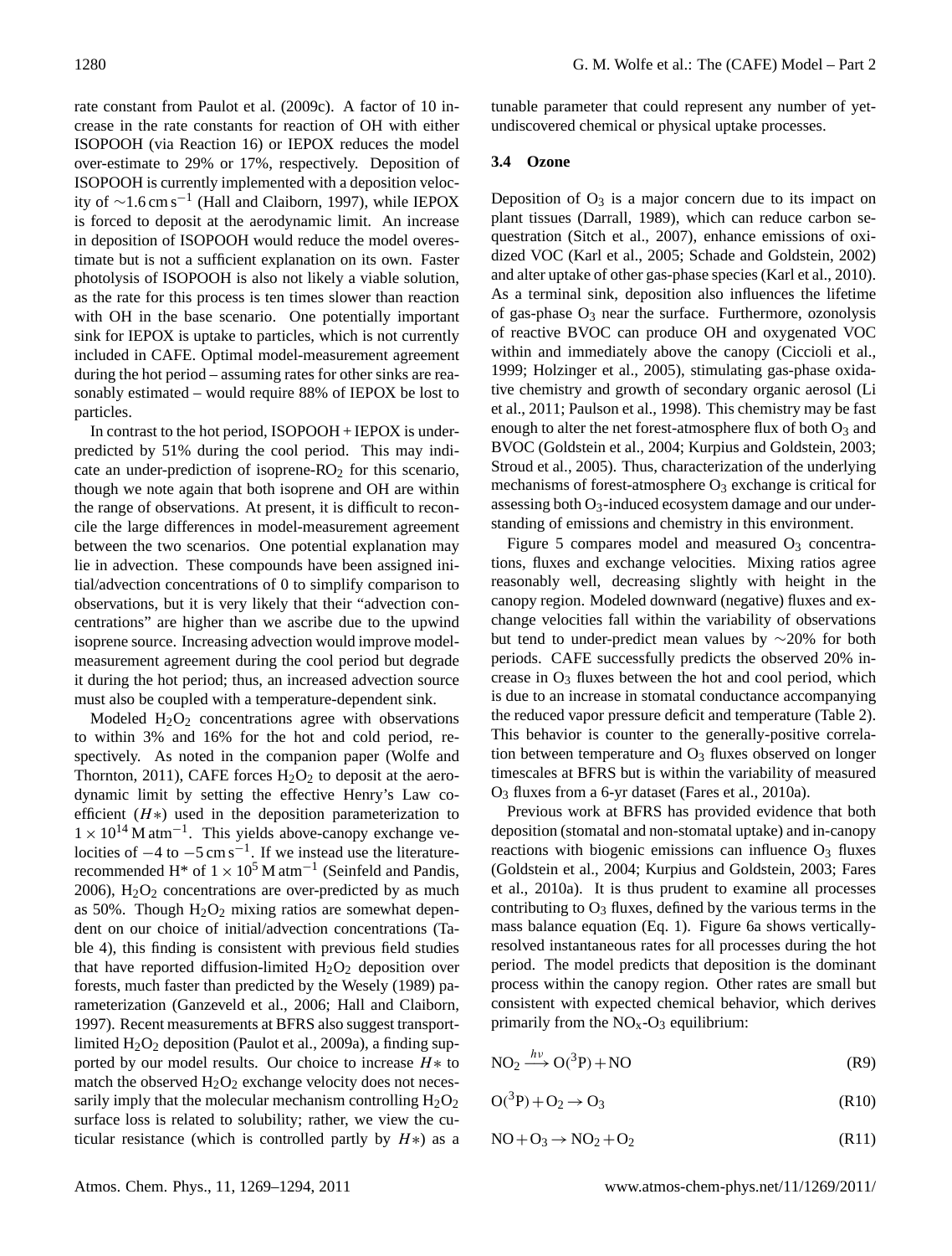rate constant from Paulot et al. (2009c). A factor of 10 increase in the rate constants for reaction of OH with either ISOPOOH (via Reaction 16) or IEPOX reduces the model over-estimate to 29% or 17%, respectively. Deposition of ISOPOOH is currently implemented with a deposition velocity of $\sim$1.6 cm s$^{-1}$ (Hall and Claiborn, 1997), while IEPOX is forced to deposit at the aerodynamic limit. An increase in deposition of ISOPOOH would reduce the model overestimate but is not a sufficient explanation on its own. Faster photolysis of ISOPOOH is also not likely a viable solution, as the rate for this process is ten times slower than reaction with OH in the base scenario. One potentially important sink for IEPOX is uptake to particles, which is not currently included in CAFE. Optimal model-measurement agreement during the hot period – assuming rates for other sinks are reasonably estimated – would require 88% of IEPOX be lost to particles.

In contrast to the hot period, ISOPOOH + IEPOX is under-predicted by 51% during the cool period. This may indicate an under-prediction of isoprene-$RO_2$ for this scenario, though we note again that both isoprene and OH are within the range of observations. At present, it is difficult to reconcile the large differences in model-measurement agreement between the two scenarios. One potential explanation may lie in advection. These compounds have been assigned initial/advection concentrations of 0 to simplify comparison to observations, but it is very likely that their "advection concentrations" are higher than we ascribe due to the upwind isoprene source. Increasing advection would improve model-measurement agreement during the cool period but degrade it during the hot period; thus, an increased advection source must also be coupled with a temperature-dependent sink.

Modeled $H_2O_2$ concentrations agree with observations to within 3% and 16% for the hot and cold period, respectively. As noted in the companion paper (Wolfe and Thornton, 2011), CAFE forces $H_2O_2$ to deposit at the aerodynamic limit by setting the effective Henry's Law coefficient ($H*$) used in the deposition parameterization to $1 \times 10^{14}$ M atm$^{-1}$. This yields above-canopy exchange velocities of $-4$ to $-5$ cm s$^{-1}$. If we instead use the literature-recommended H* of $1 \times 10^{5}$ M atm$^{-1}$ (Seinfeld and Pandis, 2006), $H_2O_2$ concentrations are over-predicted by as much as 50%. Though $H_2O_2$ mixing ratios are somewhat dependent on our choice of initial/advection concentrations (Table 4), this finding is consistent with previous field studies that have reported diffusion-limited $H_2O_2$ deposition over forests, much faster than predicted by the Wesely (1989) parameterization (Ganzeveld et al., 2006; Hall and Claiborn, 1997). Recent measurements at BFRS also suggest transport-limited $H_2O_2$ deposition (Paulot et al., 2009a), a finding supported by our model results. Our choice to increase $H*$ to match the observed $H_2O_2$ exchange velocity does not necessarily imply that the molecular mechanism controlling $H_2O_2$ surface loss is related to solubility; rather, we view the cuticular resistance (which is controlled partly by $H*$) as a tunable parameter that could represent any number of yet-undiscovered chemical or physical uptake processes.

### 3.4 Ozone

Deposition of $O_3$ is a major concern due to its impact on plant tissues (Darrall, 1989), which can reduce carbon sequestration (Sitch et al., 2007), enhance emissions of oxidized VOC (Karl et al., 2005; Schade and Goldstein, 2002) and alter uptake of other gas-phase species (Karl et al., 2010). As a terminal sink, deposition also influences the lifetime of gas-phase $O_3$ near the surface. Furthermore, ozonolysis of reactive BVOC can produce OH and oxygenated VOC within and immediately above the canopy (Ciccioli et al., 1999; Holzinger et al., 2005), stimulating gas-phase oxidative chemistry and growth of secondary organic aerosol (Li et al., 2011; Paulson et al., 1998). This chemistry may be fast enough to alter the net forest-atmosphere flux of both $O_3$ and BVOC (Goldstein et al., 2004; Kurpius and Goldstein, 2003; Stroud et al., 2005). Thus, characterization of the underlying mechanisms of forest-atmosphere $O_3$ exchange is critical for assessing both $O_3$-induced ecosystem damage and our understanding of emissions and chemistry in this environment.

Figure 5 compares model and measured $O_3$ concentrations, fluxes and exchange velocities. Mixing ratios agree reasonably well, decreasing slightly with height in the canopy region. Modeled downward (negative) fluxes and exchange velocities fall within the variability of observations but tend to under-predict mean values by $\sim$20% for both periods. CAFE successfully predicts the observed 20% increase in $O_3$ fluxes between the hot and cool period, which is due to an increase in stomatal conductance accompanying the reduced vapor pressure deficit and temperature (Table 2). This behavior is counter to the generally-positive correlation between temperature and $O_3$ fluxes observed on longer timescales at BFRS but is within the variability of measured $O_3$ fluxes from a 6-yr dataset (Fares et al., 2010a).

Previous work at BFRS has provided evidence that both deposition (stomatal and non-stomatal uptake) and in-canopy reactions with biogenic emissions can influence $O_3$ fluxes (Goldstein et al., 2004; Kurpius and Goldstein, 2003; Fares et al., 2010a). It is thus prudent to examine all processes contributing to $O_3$ fluxes, defined by the various terms in the mass balance equation (Eq. 1). Figure 6a shows vertically-resolved instantaneous rates for all processes during the hot period. The model predicts that deposition is the dominant process within the canopy region. Other rates are small but consistent with expected chemical behavior, which derives primarily from the $NO_x$-$O_3$ equilibrium:

$$NO_2 \xrightarrow{h\nu} O(^3P) + NO \tag{R9}$$

$$O(^3P) + O_2 \rightarrow O_3 \tag{R10}$$

$$NO + O_3 \rightarrow NO_2 + O_2 \tag{R11}$$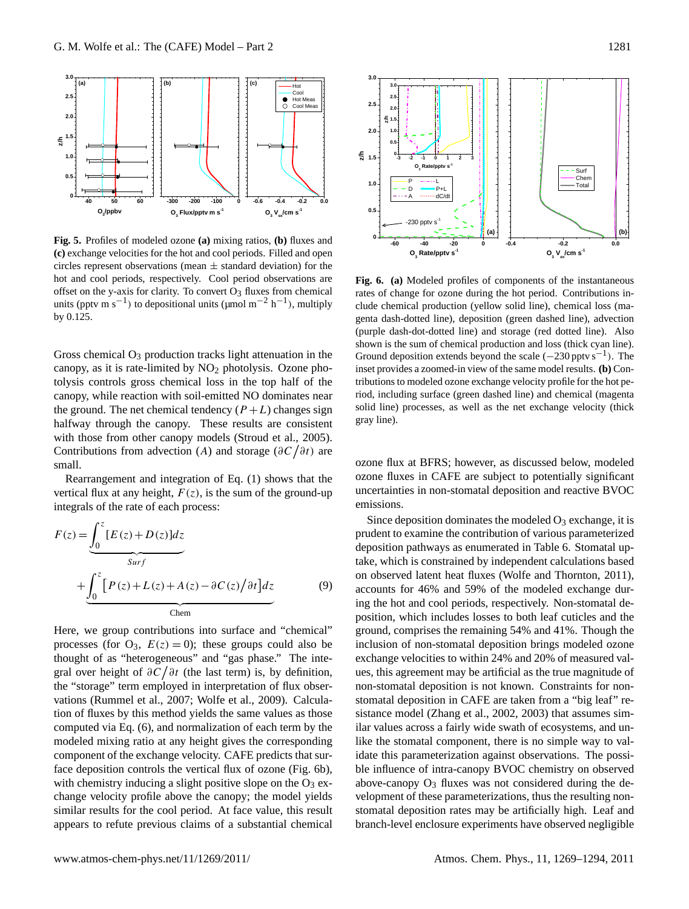**Fig. 5.** Profiles of modeled ozone **(a)** mixing ratios, **(b)** fluxes and **(c)** exchange velocities for the hot and cool periods. Filled and open circles represent observations (mean ± standard deviation) for the hot and cool periods, respectively. Cool period observations are offset on the y-axis for clarity. To convert $O_3$ fluxes from chemical units (pptv m $s^{-1}$) to depositional units (μmol $m^{-2}$ $h^{-1}$), multiply by 0.125.

**Fig. 6.** **(a)** Modeled profiles of components of the instantaneous rates of change for ozone during the hot period. Contributions include chemical production (yellow solid line), chemical loss (magenta dash-dotted line), deposition (green dashed line), advection (purple dash-dot-dotted line) and storage (red dotted line). Also shown is the sum of chemical production and loss (thick cyan line). Ground deposition extends beyond the scale (−230 pptv $s^{-1}$). The inset provides a zoomed-in view of the same model results. **(b)** Contributions to modeled ozone exchange velocity profile for the hot period, including surface (green dashed line) and chemical (magenta solid line) processes, as well as the net exchange velocity (thick gray line).

Gross chemical $O_3$ production tracks light attenuation in the canopy, as it is rate-limited by $NO_2$ photolysis. Ozone photolysis controls gross chemical loss in the top half of the canopy, while reaction with soil-emitted NO dominates near the ground. The net chemical tendency ($P+L$) changes sign halfway through the canopy. These results are consistent with those from other canopy models (Stroud et al., 2005). Contributions from advection ($A$) and storage ($\partial C/\partial t$) are small.

Rearrangement and integration of Eq. (1) shows that the vertical flux at any height, $F(z)$, is the sum of the ground-up integrals of the rate of each process:

$$F(z) = \underbrace{\int_0^z [E(z)+D(z)]dz}_{Surf} + \underbrace{\int_0^z \left[P(z)+L(z)+A(z)-\partial C(z)/\partial t\right]dz}_{\text{Chem}} \quad (9)$$

Here, we group contributions into surface and "chemical" processes (for $O_3$, $E(z)=0$); these groups could also be thought of as "heterogeneous" and "gas phase." The integral over height of $\partial C/\partial t$ (the last term) is, by definition, the "storage" term employed in interpretation of flux observations (Rummel et al., 2007; Wolfe et al., 2009). Calculation of fluxes by this method yields the same values as those computed via Eq. (6), and normalization of each term by the modeled mixing ratio at any height gives the corresponding component of the exchange velocity. CAFE predicts that surface deposition controls the vertical flux of ozone (Fig. 6b), with chemistry inducing a slight positive slope on the $O_3$ exchange velocity profile above the canopy; the model yields similar results for the cool period. At face value, this result appears to refute previous claims of a substantial chemical ozone flux at BFRS; however, as discussed below, modeled ozone fluxes in CAFE are subject to potentially significant uncertainties in non-stomatal deposition and reactive BVOC emissions.

Since deposition dominates the modeled $O_3$ exchange, it is prudent to examine the contribution of various parameterized deposition pathways as enumerated in Table 6. Stomatal uptake, which is constrained by independent calculations based on observed latent heat fluxes (Wolfe and Thornton, 2011), accounts for 46% and 59% of the modeled exchange during the hot and cool periods, respectively. Non-stomatal deposition, which includes losses to both leaf cuticles and the ground, comprises the remaining 54% and 41%. Though the inclusion of non-stomatal deposition brings modeled ozone exchange velocities to within 24% and 20% of measured values, this agreement may be artificial as the true magnitude of non-stomatal deposition is not known. Constraints for non-stomatal deposition in CAFE are taken from a "big leaf" resistance model (Zhang et al., 2002, 2003) that assumes similar values across a fairly wide swath of ecosystems, and unlike the stomatal component, there is no simple way to validate this parameterization against observations. The possible influence of intra-canopy BVOC chemistry on observed above-canopy $O_3$ fluxes was not considered during the development of these parameterizations, thus the resulting non-stomatal deposition rates may be artificially high. Leaf and branch-level enclosure experiments have observed negligible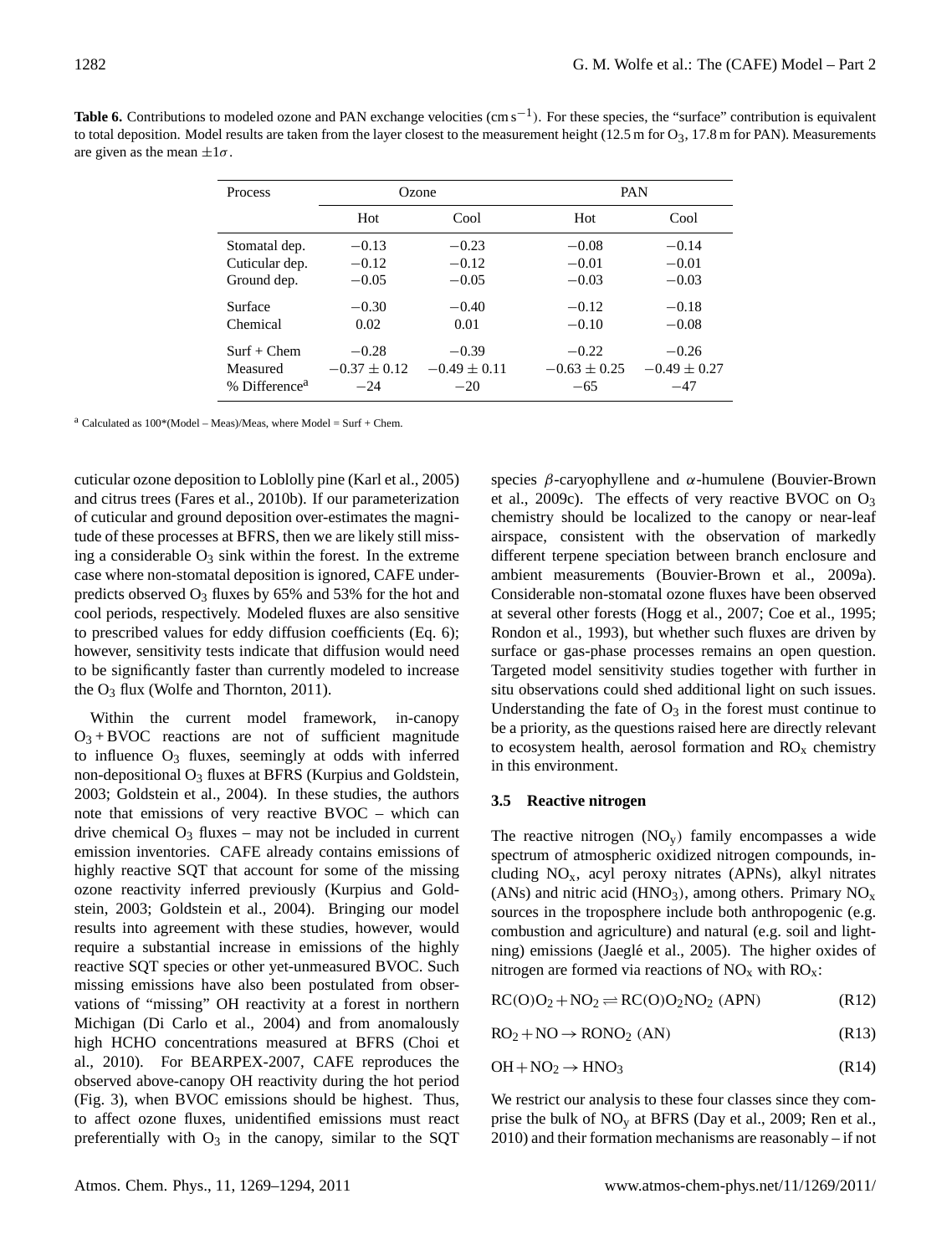**Table 6.** Contributions to modeled ozone and PAN exchange velocities (cm $s^{-1}$). For these species, the "surface" contribution is equivalent to total deposition. Model results are taken from the layer closest to the measurement height (12.5 m for $O_3$, 17.8 m for PAN). Measurements are given as the mean $\pm 1\sigma$.

| Process | Ozone | | PAN | |
|---|---|---|---|---|
| | Hot | Cool | Hot | Cool |
| Stomatal dep. | −0.13 | −0.23 | −0.08 | −0.14 |
| Cuticular dep. | −0.12 | −0.12 | −0.01 | −0.01 |
| Ground dep. | −0.05 | −0.05 | −0.03 | −0.03 |
| Surface | −0.30 | −0.40 | −0.12 | −0.18 |
| Chemical | 0.02 | 0.01 | −0.10 | −0.08 |
| Surf + Chem | −0.28 | −0.39 | −0.22 | −0.26 |
| Measured | $-0.37 \pm 0.12$ | $-0.49 \pm 0.11$ | $-0.63 \pm 0.25$ | $-0.49 \pm 0.27$ |
| % Difference[a] | −24 | −20 | −65 | −47 |

[a] Calculated as 100*(Model – Meas)/Meas, where Model = Surf + Chem.

cuticular ozone deposition to Loblolly pine (Karl et al., 2005) and citrus trees (Fares et al., 2010b). If our parameterization of cuticular and ground deposition over-estimates the magnitude of these processes at BFRS, then we are likely still missing a considerable $O_3$ sink within the forest. In the extreme case where non-stomatal deposition is ignored, CAFE underpredicts observed $O_3$ fluxes by 65% and 53% for the hot and cool periods, respectively. Modeled fluxes are also sensitive to prescribed values for eddy diffusion coefficients (Eq. 6); however, sensitivity tests indicate that diffusion would need to be significantly faster than currently modeled to increase the $O_3$ flux (Wolfe and Thornton, 2011).

Within the current model framework, in-canopy $O_3$ + BVOC reactions are not of sufficient magnitude to influence $O_3$ fluxes, seemingly at odds with inferred non-depositional $O_3$ fluxes at BFRS (Kurpius and Goldstein, 2003; Goldstein et al., 2004). In these studies, the authors note that emissions of very reactive BVOC – which can drive chemical $O_3$ fluxes – may not be included in current emission inventories. CAFE already contains emissions of highly reactive SQT that account for some of the missing ozone reactivity inferred previously (Kurpius and Goldstein, 2003; Goldstein et al., 2004). Bringing our model results into agreement with these studies, however, would require a substantial increase in emissions of the highly reactive SQT species or other yet-unmeasured BVOC. Such missing emissions have also been postulated from observations of "missing" OH reactivity at a forest in northern Michigan (Di Carlo et al., 2004) and from anomalously high HCHO concentrations measured at BFRS (Choi et al., 2010). For BEARPEX-2007, CAFE reproduces the observed above-canopy OH reactivity during the hot period (Fig. 3), when BVOC emissions should be highest. Thus, to affect ozone fluxes, unidentified emissions must react preferentially with $O_3$ in the canopy, similar to the SQT species $\beta$-caryophyllene and $\alpha$-humulene (Bouvier-Brown et al., 2009c). The effects of very reactive BVOC on $O_3$ chemistry should be localized to the canopy or near-leaf airspace, consistent with the observation of markedly different terpene speciation between branch enclosure and ambient measurements (Bouvier-Brown et al., 2009a). Considerable non-stomatal ozone fluxes have been observed at several other forests (Hogg et al., 2007; Coe et al., 1995; Rondon et al., 1993), but whether such fluxes are driven by surface or gas-phase processes remains an open question. Targeted model sensitivity studies together with further in situ observations could shed additional light on such issues. Understanding the fate of $O_3$ in the forest must continue to be a priority, as the questions raised here are directly relevant to ecosystem health, aerosol formation and $RO_x$ chemistry in this environment.

### 3.5 Reactive nitrogen

The reactive nitrogen ($NO_y$) family encompasses a wide spectrum of atmospheric oxidized nitrogen compounds, including $NO_x$, acyl peroxy nitrates (APNs), alkyl nitrates (ANs) and nitric acid ($HNO_3$), among others. Primary $NO_x$ sources in the troposphere include both anthropogenic (e.g. combustion and agriculture) and natural (e.g. soil and lightning) emissions (Jaeglé et al., 2005). The higher oxides of nitrogen are formed via reactions of $NO_x$ with $RO_x$:

$$RC(O)O_2 + NO_2 \rightleftharpoons RC(O)O_2NO_2 \text{ (APN)} \tag{R12}$$

$$RO_2 + NO \rightarrow RONO_2 \text{ (AN)} \tag{R13}$$

$$OH + NO_2 \rightarrow HNO_3 \tag{R14}$$

We restrict our analysis to these four classes since they comprise the bulk of $NO_y$ at BFRS (Day et al., 2009; Ren et al., 2010) and their formation mechanisms are reasonably – if not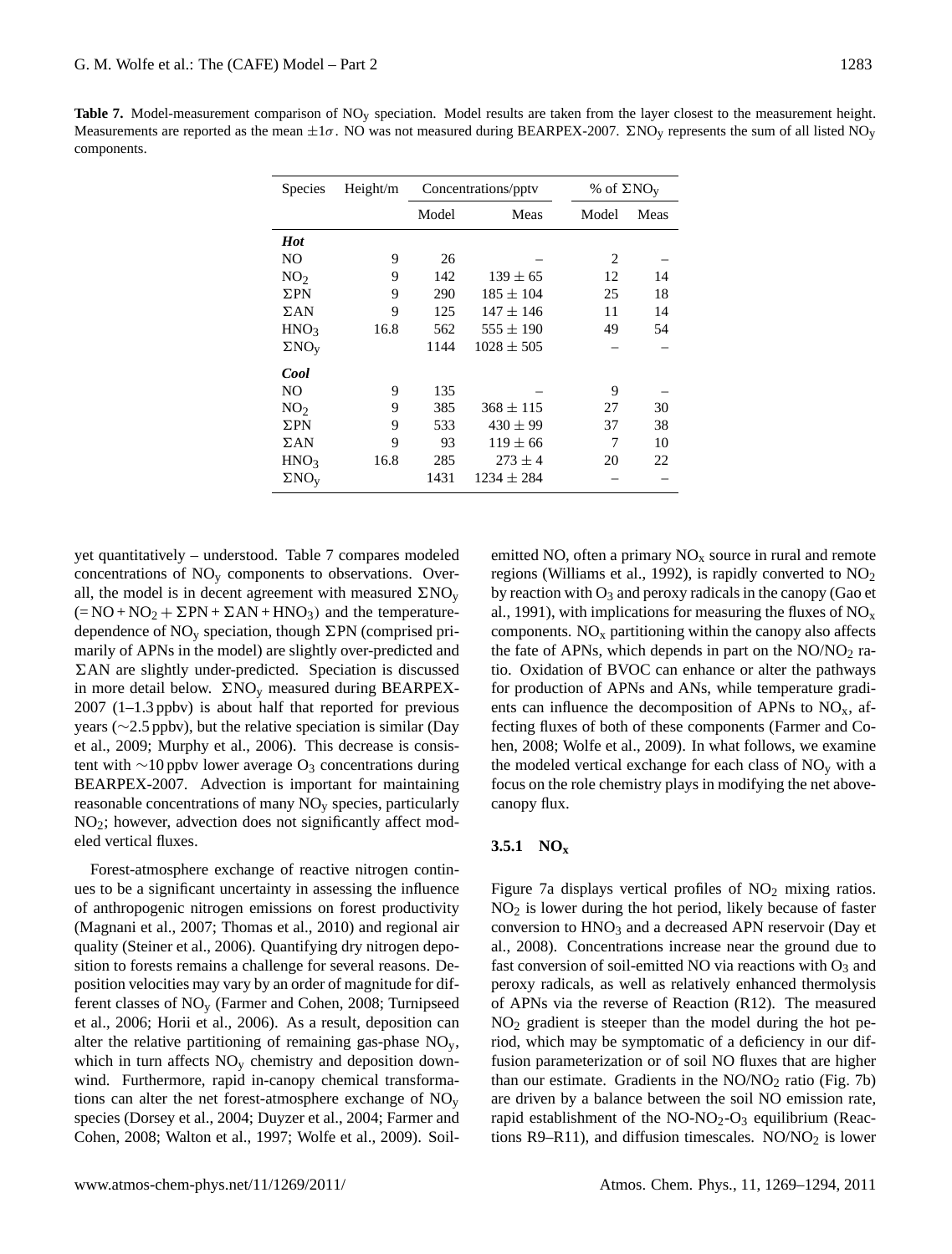**Table 7.** Model-measurement comparison of $NO_y$ speciation. Model results are taken from the layer closest to the measurement height. Measurements are reported as the mean $\pm 1\sigma$. NO was not measured during BEARPEX-2007. $\Sigma NO_y$ represents the sum of all listed $NO_y$ components.

| Species | Height/m | Concentrations/pptv | | % of $\Sigma NO_y$ | |
|---|---|---|---|---|---|
| | | Model | Meas | Model | Meas |
| ***Hot*** | | | | | |
| NO | 9 | 26 | – | 2 | – |
| $NO_2$ | 9 | 142 | $139 \pm 65$ | 12 | 14 |
| $\Sigma PN$ | 9 | 290 | $185 \pm 104$ | 25 | 18 |
| $\Sigma AN$ | 9 | 125 | $147 \pm 146$ | 11 | 14 |
| $HNO_3$ | 16.8 | 562 | $555 \pm 190$ | 49 | 54 |
| $\Sigma NO_y$ | | 1144 | $1028 \pm 505$ | – | – |
| ***Cool*** | | | | | |
| NO | 9 | 135 | – | 9 | – |
| $NO_2$ | 9 | 385 | $368 \pm 115$ | 27 | 30 |
| $\Sigma PN$ | 9 | 533 | $430 \pm 99$ | 37 | 38 |
| $\Sigma AN$ | 9 | 93 | $119 \pm 66$ | 7 | 10 |
| $HNO_3$ | 16.8 | 285 | $273 \pm 4$ | 20 | 22 |
| $\Sigma NO_y$ | | 1431 | $1234 \pm 284$ | – | – |

yet quantitatively – understood. Table 7 compares modeled concentrations of $NO_y$ components to observations. Overall, the model is in decent agreement with measured $\Sigma NO_y$ ($= NO + NO_2 + \Sigma PN + \Sigma AN + HNO_3$) and the temperature-dependence of $NO_y$ speciation, though $\Sigma PN$ (comprised primarily of APNs in the model) are slightly over-predicted and $\Sigma AN$ are slightly under-predicted. Speciation is discussed in more detail below. $\Sigma NO_y$ measured during BEARPEX-2007 (1–1.3 ppbv) is about half that reported for previous years (~2.5 ppbv), but the relative speciation is similar (Day et al., 2009; Murphy et al., 2006). This decrease is consistent with ~10 ppbv lower average $O_3$ concentrations during BEARPEX-2007. Advection is important for maintaining reasonable concentrations of many $NO_y$ species, particularly $NO_2$; however, advection does not significantly affect modeled vertical fluxes.

Forest-atmosphere exchange of reactive nitrogen continues to be a significant uncertainty in assessing the influence of anthropogenic nitrogen emissions on forest productivity (Magnani et al., 2007; Thomas et al., 2010) and regional air quality (Steiner et al., 2006). Quantifying dry nitrogen deposition to forests remains a challenge for several reasons. Deposition velocities may vary by an order of magnitude for different classes of $NO_y$ (Farmer and Cohen, 2008; Turnipseed et al., 2006; Horii et al., 2006). As a result, deposition can alter the relative partitioning of remaining gas-phase $NO_y$, which in turn affects $NO_y$ chemistry and deposition downwind. Furthermore, rapid in-canopy chemical transformations can alter the net forest-atmosphere exchange of $NO_y$ species (Dorsey et al., 2004; Duyzer et al., 2004; Farmer and Cohen, 2008; Walton et al., 1997; Wolfe et al., 2009). Soil-emitted NO, often a primary $NO_x$ source in rural and remote regions (Williams et al., 1992), is rapidly converted to $NO_2$ by reaction with $O_3$ and peroxy radicals in the canopy (Gao et al., 1991), with implications for measuring the fluxes of $NO_x$ components. $NO_x$ partitioning within the canopy also affects the fate of APNs, which depends in part on the $NO/NO_2$ ratio. Oxidation of BVOC can enhance or alter the pathways for production of APNs and ANs, while temperature gradients can influence the decomposition of APNs to $NO_x$, affecting fluxes of both of these components (Farmer and Cohen, 2008; Wolfe et al., 2009). In what follows, we examine the modeled vertical exchange for each class of $NO_y$ with a focus on the role chemistry plays in modifying the net above-canopy flux.

### 3.5.1 $NO_x$

Figure 7a displays vertical profiles of $NO_2$ mixing ratios. $NO_2$ is lower during the hot period, likely because of faster conversion to $HNO_3$ and a decreased APN reservoir (Day et al., 2008). Concentrations increase near the ground due to fast conversion of soil-emitted NO via reactions with $O_3$ and peroxy radicals, as well as relatively enhanced thermolysis of APNs via the reverse of Reaction (R12). The measured $NO_2$ gradient is steeper than the model during the hot period, which may be symptomatic of a deficiency in our diffusion parameterization or of soil NO fluxes that are higher than our estimate. Gradients in the $NO/NO_2$ ratio (Fig. 7b) are driven by a balance between the soil NO emission rate, rapid establishment of the $NO\text{-}NO_2\text{-}O_3$ equilibrium (Reactions R9–R11), and diffusion timescales. $NO/NO_2$ is lower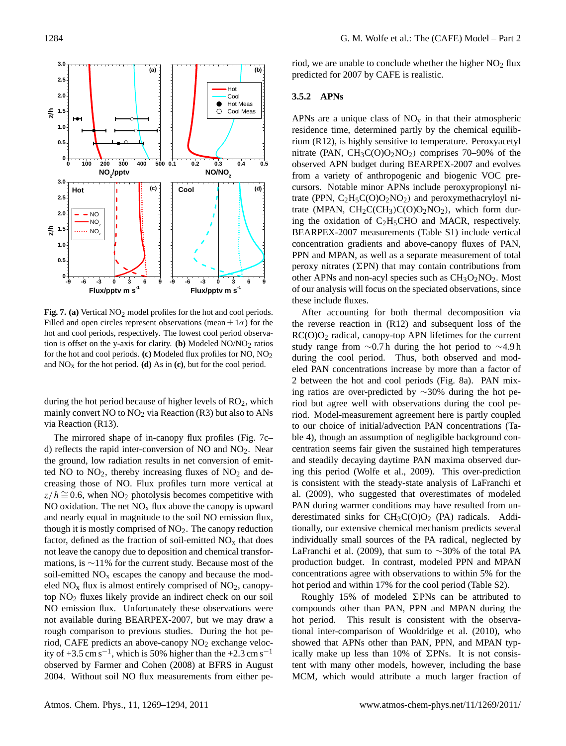**Fig. 7. (a)** Vertical $NO_2$ model profiles for the hot and cool periods. Filled and open circles represent observations (mean $\pm 1\sigma$) for the hot and cool periods, respectively. The lowest cool period observation is offset on the y-axis for clarity. **(b)** Modeled $NO/NO_2$ ratios for the hot and cool periods. **(c)** Modeled flux profiles for NO, $NO_2$ and $NO_x$ for the hot period. **(d)** As in **(c)**, but for the cool period.

during the hot period because of higher levels of $RO_2$, which mainly convert NO to $NO_2$ via Reaction (R3) but also to ANs via Reaction (R13).

The mirrored shape of in-canopy flux profiles (Fig. 7c–d) reflects the rapid inter-conversion of NO and $NO_2$. Near the ground, low radiation results in net conversion of emitted NO to $NO_2$, thereby increasing fluxes of $NO_2$ and decreasing those of NO. Flux profiles turn more vertical at $z/h \cong 0.6$, when $NO_2$ photolysis becomes competitive with NO oxidation. The net $NO_x$ flux above the canopy is upward and nearly equal in magnitude to the soil NO emission flux, though it is mostly comprised of $NO_2$. The canopy reduction factor, defined as the fraction of soil-emitted $NO_x$ that does not leave the canopy due to deposition and chemical transformations, is ~11% for the current study. Because most of the soil-emitted $NO_x$ escapes the canopy and because the modeled $NO_x$ flux is almost entirely comprised of $NO_2$, canopy-top $NO_2$ fluxes likely provide an indirect check on our soil NO emission flux. Unfortunately these observations were not available during BEARPEX-2007, but we may draw a rough comparison to previous studies. During the hot period, CAFE predicts an above-canopy $NO_2$ exchange velocity of $+3.5\,\mathrm{cm\,s^{-1}}$, which is 50% higher than the $+2.3\,\mathrm{cm\,s^{-1}}$ observed by Farmer and Cohen (2008) at BFRS in August 2004. Without soil NO flux measurements from either period, we are unable to conclude whether the higher $NO_2$ flux predicted for 2007 by CAFE is realistic.

### 3.5.2 APNs

APNs are a unique class of $NO_y$ in that their atmospheric residence time, determined partly by the chemical equilibrium (R12), is highly sensitive to temperature. Peroxyacetyl nitrate (PAN, $CH_3C(O)O_2NO_2$) comprises 70–90% of the observed APN budget during BEARPEX-2007 and evolves from a variety of anthropogenic and biogenic VOC precursors. Notable minor APNs include peroxypropionyl nitrate (PPN, $C_2H_5C(O)O_2NO_2$) and peroxymethacryloyl nitrate (MPAN, $CH_2C(CH_3)C(O)O_2NO_2$), which form during the oxidation of $C_2H_5CHO$ and MACR, respectively. BEARPEX-2007 measurements (Table S1) include vertical concentration gradients and above-canopy fluxes of PAN, PPN and MPAN, as well as a separate measurement of total peroxy nitrates ($\Sigma$PN) that may contain contributions from other APNs and non-acyl species such as $CH_3O_2NO_2$. Most of our analysis will focus on the speciated observations, since these include fluxes.

After accounting for both thermal decomposition via the reverse reaction in (R12) and subsequent loss of the $RC(O)O_2$ radical, canopy-top APN lifetimes for the current study range from ~0.7 h during the hot period to ~4.9 h during the cool period. Thus, both observed and modeled PAN concentrations increase by more than a factor of 2 between the hot and cool periods (Fig. 8a). PAN mixing ratios are over-predicted by ~30% during the hot period but agree well with observations during the cool period. Model-measurement agreement here is partly coupled to our choice of initial/advection PAN concentrations (Table 4), though an assumption of negligible background concentration seems fair given the sustained high temperatures and steadily decaying daytime PAN maxima observed during this period (Wolfe et al., 2009). This over-prediction is consistent with the steady-state analysis of LaFranchi et al. (2009), who suggested that overestimates of modeled PAN during warmer conditions may have resulted from underestimated sinks for $CH_3C(O)O_2$ (PA) radicals. Additionally, our extensive chemical mechanism predicts several individually small sources of the PA radical, neglected by LaFranchi et al. (2009), that sum to ~30% of the total PA production budget. In contrast, modeled PPN and MPAN concentrations agree with observations to within 5% for the hot period and within 17% for the cool period (Table S2).

Roughly 15% of modeled $\Sigma$PNs can be attributed to compounds other than PAN, PPN and MPAN during the hot period. This result is consistent with the observational inter-comparison of Wooldridge et al. (2010), who showed that APNs other than PAN, PPN, and MPAN typically make up less than 10% of $\Sigma$PNs. It is not consistent with many other models, however, including the base MCM, which would attribute a much larger fraction of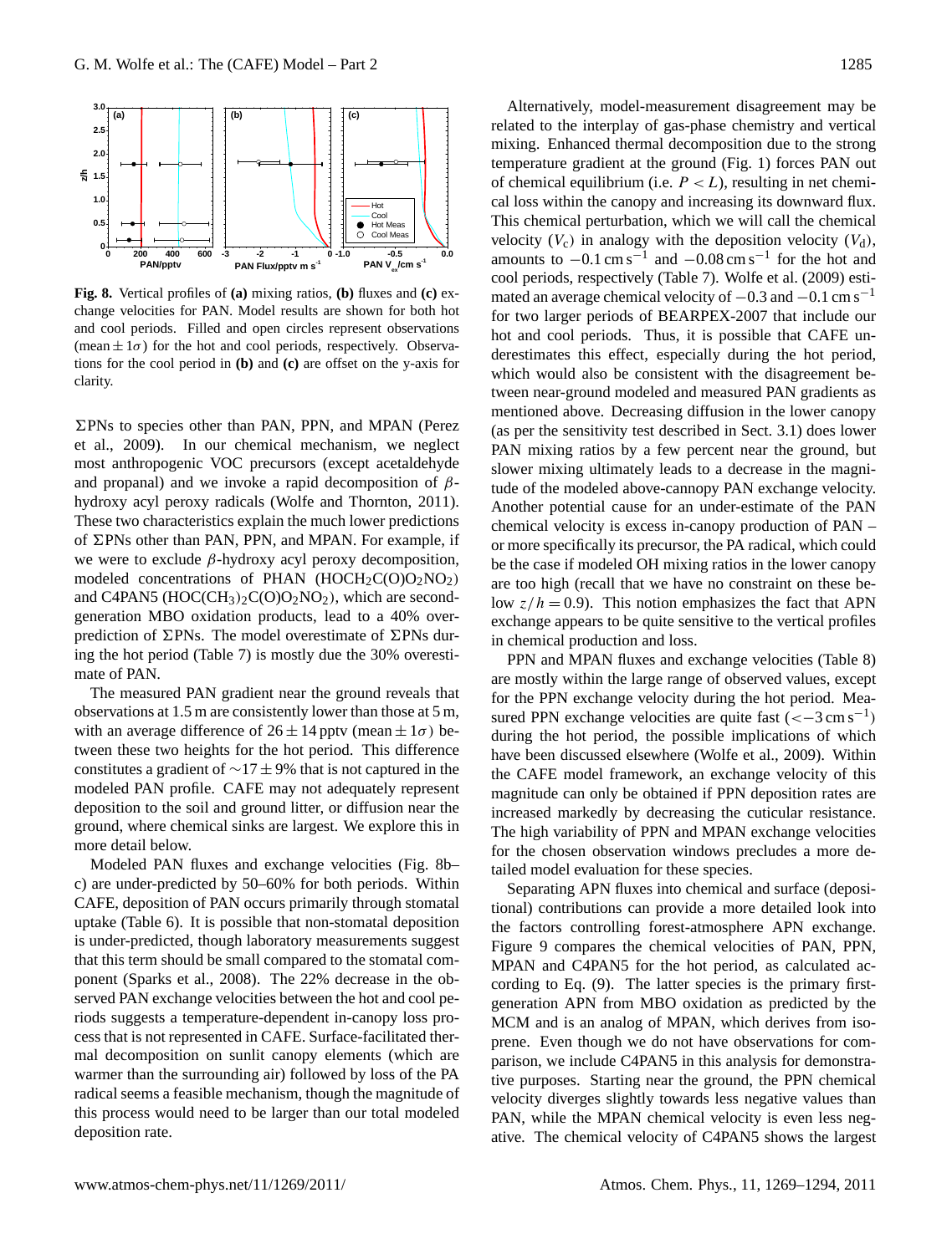**Fig. 8.** Vertical profiles of **(a)** mixing ratios, **(b)** fluxes and **(c)** exchange velocities for PAN. Model results are shown for both hot and cool periods. Filled and open circles represent observations (mean $\pm 1\sigma$) for the hot and cool periods, respectively. Observations for the cool period in **(b)** and **(c)** are offset on the y-axis for clarity.

$\Sigma$PNs to species other than PAN, PPN, and MPAN (Perez et al., 2009). In our chemical mechanism, we neglect most anthropogenic VOC precursors (except acetaldehyde and propanal) and we invoke a rapid decomposition of $\beta$-hydroxy acyl peroxy radicals (Wolfe and Thornton, 2011). These two characteristics explain the much lower predictions of $\Sigma$PNs other than PAN, PPN, and MPAN. For example, if we were to exclude $\beta$-hydroxy acyl peroxy decomposition, modeled concentrations of PHAN ($HOCH_2C(O)O_2NO_2$) and C4PAN5 ($HOC(CH_3)_2C(O)O_2NO_2$), which are second-generation MBO oxidation products, lead to a 40% overprediction of $\Sigma$PNs. The model overestimate of $\Sigma$PNs during the hot period (Table 7) is mostly due the 30% overestimate of PAN.

The measured PAN gradient near the ground reveals that observations at 1.5 m are consistently lower than those at 5 m, with an average difference of $26 \pm 14$ pptv (mean $\pm 1\sigma$) between these two heights for the hot period. This difference constitutes a gradient of $\sim 17 \pm 9\%$ that is not captured in the modeled PAN profile. CAFE may not adequately represent deposition to the soil and ground litter, or diffusion near the ground, where chemical sinks are largest. We explore this in more detail below.

Modeled PAN fluxes and exchange velocities (Fig. 8b–c) are under-predicted by 50–60% for both periods. Within CAFE, deposition of PAN occurs primarily through stomatal uptake (Table 6). It is possible that non-stomatal deposition is under-predicted, though laboratory measurements suggest that this term should be small compared to the stomatal component (Sparks et al., 2008). The 22% decrease in the observed PAN exchange velocities between the hot and cool periods suggests a temperature-dependent in-canopy loss process that is not represented in CAFE. Surface-facilitated thermal decomposition on sunlit canopy elements (which are warmer than the surrounding air) followed by loss of the PA radical seems a feasible mechanism, though the magnitude of this process would need to be larger than our total modeled deposition rate.

Alternatively, model-measurement disagreement may be related to the interplay of gas-phase chemistry and vertical mixing. Enhanced thermal decomposition due to the strong temperature gradient at the ground (Fig. 1) forces PAN out of chemical equilibrium (i.e. $P < L$), resulting in net chemical loss within the canopy and increasing its downward flux. This chemical perturbation, which we will call the chemical velocity ($V_c$) in analogy with the deposition velocity ($V_d$), amounts to $-0.1\,\mathrm{cm\,s^{-1}}$ and $-0.08\,\mathrm{cm\,s^{-1}}$ for the hot and cool periods, respectively (Table 7). Wolfe et al. (2009) estimated an average chemical velocity of $-0.3$ and $-0.1\,\mathrm{cm\,s^{-1}}$ for two larger periods of BEARPEX-2007 that include our hot and cool periods. Thus, it is possible that CAFE underestimates this effect, especially during the hot period, which would also be consistent with the disagreement between near-ground modeled and measured PAN gradients as mentioned above. Decreasing diffusion in the lower canopy (as per the sensitivity test described in Sect. 3.1) does lower PAN mixing ratios by a few percent near the ground, but slower mixing ultimately leads to a decrease in the magnitude of the modeled above-cannopy PAN exchange velocity. Another potential cause for an under-estimate of the PAN chemical velocity is excess in-canopy production of PAN – or more specifically its precursor, the PA radical, which could be the case if modeled OH mixing ratios in the lower canopy are too high (recall that we have no constraint on these below $z/h = 0.9$). This notion emphasizes the fact that APN exchange appears to be quite sensitive to the vertical profiles in chemical production and loss.

PPN and MPAN fluxes and exchange velocities (Table 8) are mostly within the large range of observed values, except for the PPN exchange velocity during the hot period. Measured PPN exchange velocities are quite fast ($< -3\,\mathrm{cm\,s^{-1}}$) during the hot period, the possible implications of which have been discussed elsewhere (Wolfe et al., 2009). Within the CAFE model framework, an exchange velocity of this magnitude can only be obtained if PPN deposition rates are increased markedly by decreasing the cuticular resistance. The high variability of PPN and MPAN exchange velocities for the chosen observation windows precludes a more detailed model evaluation for these species.

Separating APN fluxes into chemical and surface (depositional) contributions can provide a more detailed look into the factors controlling forest-atmosphere APN exchange. Figure 9 compares the chemical velocities of PAN, PPN, MPAN and C4PAN5 for the hot period, as calculated according to Eq. (9). The latter species is the primary first-generation APN from MBO oxidation as predicted by the MCM and is an analog of MPAN, which derives from isoprene. Even though we do not have observations for comparison, we include C4PAN5 in this analysis for demonstrative purposes. Starting near the ground, the PPN chemical velocity diverges slightly towards less negative values than PAN, while the MPAN chemical velocity is even less negative. The chemical velocity of C4PAN5 shows the largest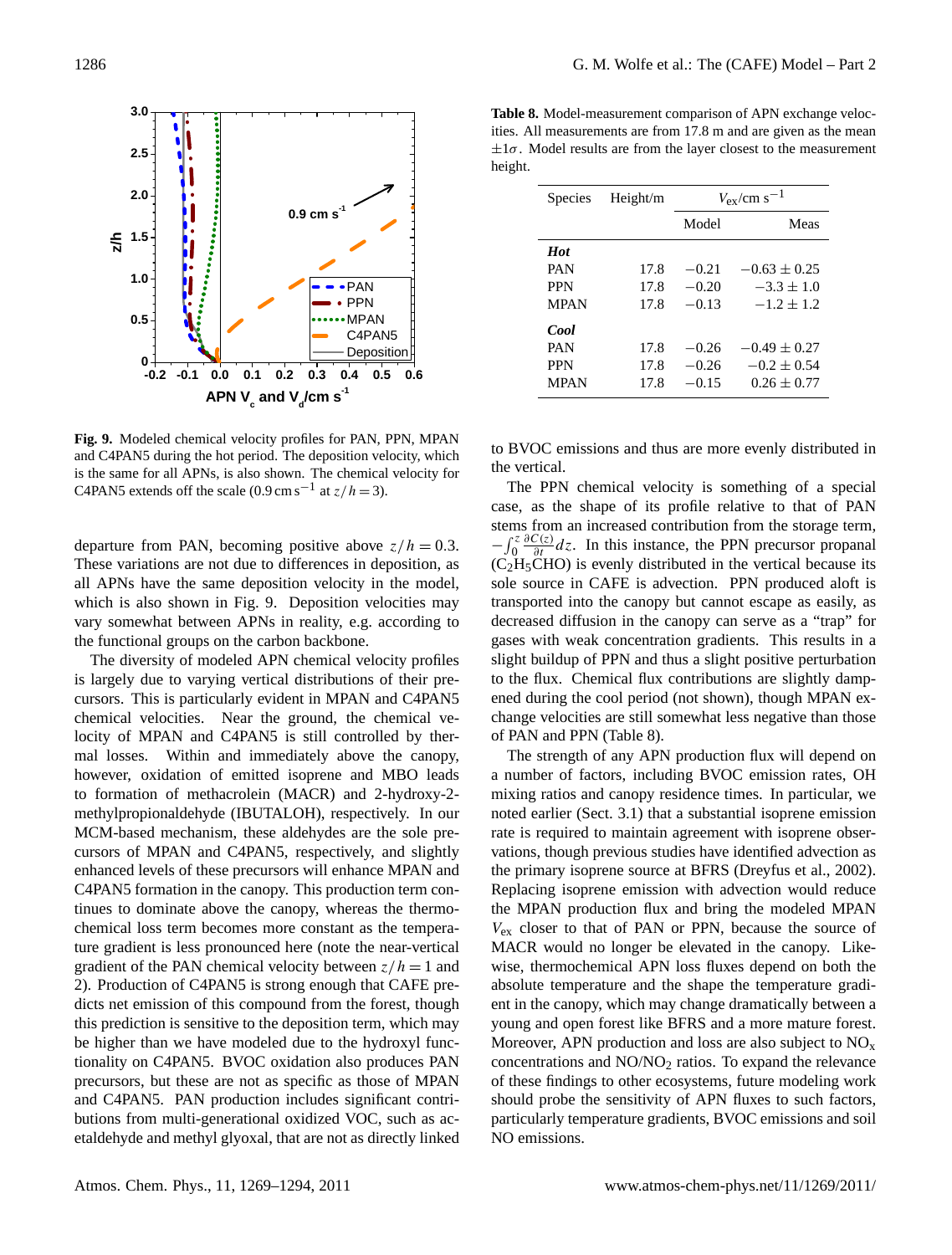**Fig. 9.** Modeled chemical velocity profiles for PAN, PPN, MPAN and C4PAN5 during the hot period. The deposition velocity, which is the same for all APNs, is also shown. The chemical velocity for C4PAN5 extends off the scale ($0.9\,\mathrm{cm\,s^{-1}}$ at $z/h = 3$).

departure from PAN, becoming positive above $z/h = 0.3$. These variations are not due to differences in deposition, as all APNs have the same deposition velocity in the model, which is also shown in Fig. 9. Deposition velocities may vary somewhat between APNs in reality, e.g. according to the functional groups on the carbon backbone.

The diversity of modeled APN chemical velocity profiles is largely due to varying vertical distributions of their precursors. This is particularly evident in MPAN and C4PAN5 chemical velocities. Near the ground, the chemical velocity of MPAN and C4PAN5 is still controlled by thermal losses. Within and immediately above the canopy, however, oxidation of emitted isoprene and MBO leads to formation of methacrolein (MACR) and 2-hydroxy-2-methylpropionaldehyde (IBUTALOH), respectively. In our MCM-based mechanism, these aldehydes are the sole precursors of MPAN and C4PAN5, respectively, and slightly enhanced levels of these precursors will enhance MPAN and C4PAN5 formation in the canopy. This production term continues to dominate above the canopy, whereas the thermochemical loss term becomes more constant as the temperature gradient is less pronounced here (note the near-vertical gradient of the PAN chemical velocity between $z/h = 1$ and 2). Production of C4PAN5 is strong enough that CAFE predicts net emission of this compound from the forest, though this prediction is sensitive to the deposition term, which may be higher than we have modeled due to the hydroxyl functionality on C4PAN5. BVOC oxidation also produces PAN precursors, but these are not as specific as those of MPAN and C4PAN5. PAN production includes significant contributions from multi-generational oxidized VOC, such as acetaldehyde and methyl glyoxal, that are not as directly linked to BVOC emissions and thus are more evenly distributed in the vertical.

**Table 8.** Model-measurement comparison of APN exchange velocities. All measurements are from 17.8 m and are given as the mean $\pm 1\sigma$. Model results are from the layer closest to the measurement height.

| Species | Height/m | $V_{ex}$/cm s$^{-1}$ | |
|---|---|---|---|
| | | Model | Meas |
| ***Hot*** | | | |
| PAN | 17.8 | −0.21 | $-0.63 \pm 0.25$ |
| PPN | 17.8 | −0.20 | $-3.3 \pm 1.0$ |
| MPAN | 17.8 | −0.13 | $-1.2 \pm 1.2$ |
| ***Cool*** | | | |
| PAN | 17.8 | −0.26 | $-0.49 \pm 0.27$ |
| PPN | 17.8 | −0.26 | $-0.2 \pm 0.54$ |
| MPAN | 17.8 | −0.15 | $0.26 \pm 0.77$ |

The PPN chemical velocity is something of a special case, as the shape of its profile relative to that of PAN stems from an increased contribution from the storage term, $-\int_0^z \frac{\partial C(z)}{\partial t} dz$. In this instance, the PPN precursor propanal ($C_2H_5CHO$) is evenly distributed in the vertical because its sole source in CAFE is advection. PPN produced aloft is transported into the canopy but cannot escape as easily, as decreased diffusion in the canopy can serve as a "trap" for gases with weak concentration gradients. This results in a slight buildup of PPN and thus a slight positive perturbation to the flux. Chemical flux contributions are slightly dampened during the cool period (not shown), though MPAN exchange velocities are still somewhat less negative than those of PAN and PPN (Table 8).

The strength of any APN production flux will depend on a number of factors, including BVOC emission rates, OH mixing ratios and canopy residence times. In particular, we noted earlier (Sect. 3.1) that a substantial isoprene emission rate is required to maintain agreement with isoprene observations, though previous studies have identified advection as the primary isoprene source at BFRS (Dreyfus et al., 2002). Replacing isoprene emission with advection would reduce the MPAN production flux and bring the modeled MPAN $V_{ex}$ closer to that of PAN or PPN, because the source of MACR would no longer be elevated in the canopy. Likewise, thermochemical APN loss fluxes depend on both the absolute temperature and the shape the temperature gradient in the canopy, which may change dramatically between a young and open forest like BFRS and a more mature forest. Moreover, APN production and loss are also subject to $NO_x$ concentrations and $NO/NO_2$ ratios. To expand the relevance of these findings to other ecosystems, future modeling work should probe the sensitivity of APN fluxes to such factors, particularly temperature gradients, BVOC emissions and soil NO emissions.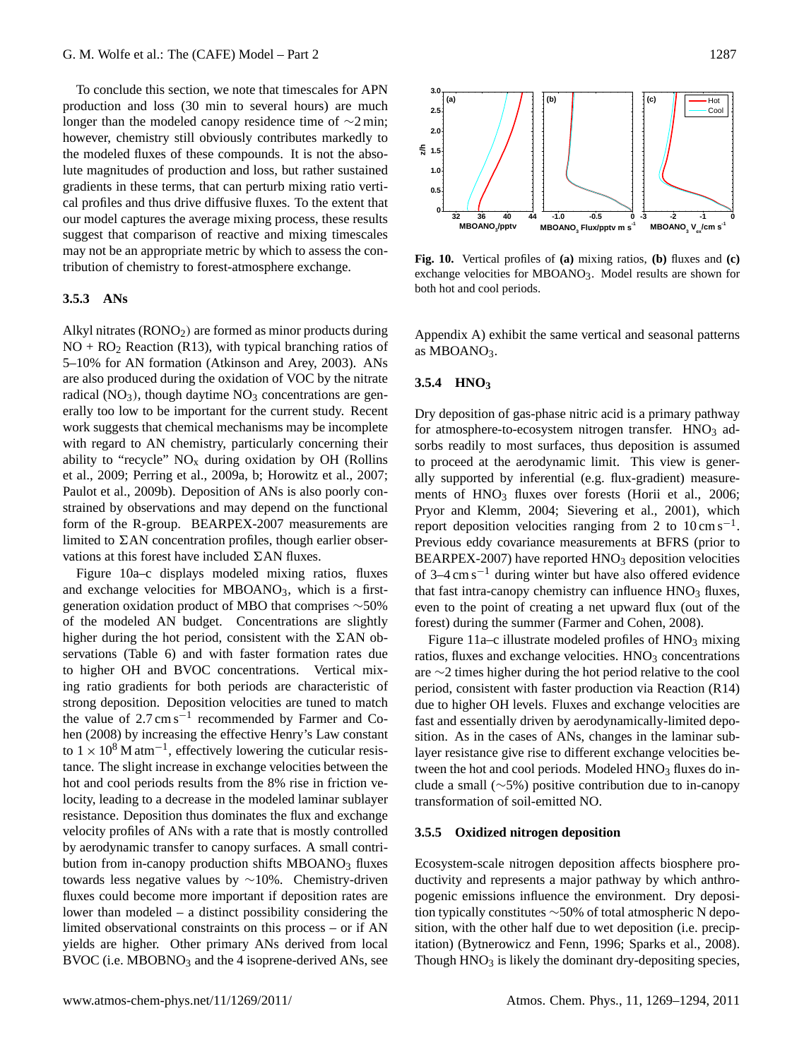To conclude this section, we note that timescales for APN production and loss (30 min to several hours) are much longer than the modeled canopy residence time of $\sim$2 min; however, chemistry still obviously contributes markedly to the modeled fluxes of these compounds. It is not the absolute magnitudes of production and loss, but rather sustained gradients in these terms, that can perturb mixing ratio vertical profiles and thus drive diffusive fluxes. To the extent that our model captures the average mixing process, these results suggest that comparison of reactive and mixing timescales may not be an appropriate metric by which to assess the contribution of chemistry to forest-atmosphere exchange.

### 3.5.3 ANs

Alkyl nitrates ($RONO_2$) are formed as minor products during NO + $RO_2$ Reaction (R13), with typical branching ratios of 5–10% for AN formation (Atkinson and Arey, 2003). ANs are also produced during the oxidation of VOC by the nitrate radical ($NO_3$), though daytime $NO_3$ concentrations are generally too low to be important for the current study. Recent work suggests that chemical mechanisms may be incomplete with regard to AN chemistry, particularly concerning their ability to "recycle" $NO_x$ during oxidation by OH (Rollins et al., 2009; Perring et al., 2009a, b; Horowitz et al., 2007; Paulot et al., 2009b). Deposition of ANs is also poorly constrained by observations and may depend on the functional form of the R-group. BEARPEX-2007 measurements are limited to ΣAN concentration profiles, though earlier observations at this forest have included ΣAN fluxes.

Figure 10a–c displays modeled mixing ratios, fluxes and exchange velocities for $MBOANO_3$, which is a first-generation oxidation product of MBO that comprises $\sim$50% of the modeled AN budget. Concentrations are slightly higher during the hot period, consistent with the ΣAN observations (Table 6) and with faster formation rates due to higher OH and BVOC concentrations. Vertical mixing ratio gradients for both periods are characteristic of strong deposition. Deposition velocities are tuned to match the value of 2.7 $cm\,s^{-1}$ recommended by Farmer and Cohen (2008) by increasing the effective Henry's Law constant to $1\times10^8$ $M\,atm^{-1}$, effectively lowering the cuticular resistance. The slight increase in exchange velocities between the hot and cool periods results from the 8% rise in friction velocity, leading to a decrease in the modeled laminar sublayer resistance. Deposition thus dominates the flux and exchange velocity profiles of ANs with a rate that is mostly controlled by aerodynamic transfer to canopy surfaces. A small contribution from in-canopy production shifts $MBOANO_3$ fluxes towards less negative values by $\sim$10%. Chemistry-driven fluxes could become more important if deposition rates are lower than modeled – a distinct possibility considering the limited observational constraints on this process – or if AN yields are higher. Other primary ANs derived from local BVOC (i.e. $MBOBNO_3$ and the 4 isoprene-derived ANs, see Appendix A) exhibit the same vertical and seasonal patterns as $MBOANO_3$.

**Fig. 10.** Vertical profiles of **(a)** mixing ratios, **(b)** fluxes and **(c)** exchange velocities for $MBOANO_3$. Model results are shown for both hot and cool periods.

### 3.5.4 $HNO_3$

Dry deposition of gas-phase nitric acid is a primary pathway for atmosphere-to-ecosystem nitrogen transfer. $HNO_3$ adsorbs readily to most surfaces, thus deposition is assumed to proceed at the aerodynamic limit. This view is generally supported by inferential (e.g. flux-gradient) measurements of $HNO_3$ fluxes over forests (Horii et al., 2006; Pryor and Klemm, 2004; Sievering et al., 2001), which report deposition velocities ranging from 2 to 10 $cm\,s^{-1}$. Previous eddy covariance measurements at BFRS (prior to BEARPEX-2007) have reported $HNO_3$ deposition velocities of 3–4 $cm\,s^{-1}$ during winter but have also offered evidence that fast intra-canopy chemistry can influence $HNO_3$ fluxes, even to the point of creating a net upward flux (out of the forest) during the summer (Farmer and Cohen, 2008).

Figure 11a–c illustrate modeled profiles of $HNO_3$ mixing ratios, fluxes and exchange velocities. $HNO_3$ concentrations are $\sim$2 times higher during the hot period relative to the cool period, consistent with faster production via Reaction (R14) due to higher OH levels. Fluxes and exchange velocities are fast and essentially driven by aerodynamically-limited deposition. As in the cases of ANs, changes in the laminar sublayer resistance give rise to different exchange velocities between the hot and cool periods. Modeled $HNO_3$ fluxes do include a small ($\sim$5%) positive contribution due to in-canopy transformation of soil-emitted NO.

### 3.5.5 Oxidized nitrogen deposition

Ecosystem-scale nitrogen deposition affects biosphere productivity and represents a major pathway by which anthropogenic emissions influence the environment. Dry deposition typically constitutes $\sim$50% of total atmospheric N deposition, with the other half due to wet deposition (i.e. precipitation) (Bytnerowicz and Fenn, 1996; Sparks et al., 2008). Though $HNO_3$ is likely the dominant dry-depositing species,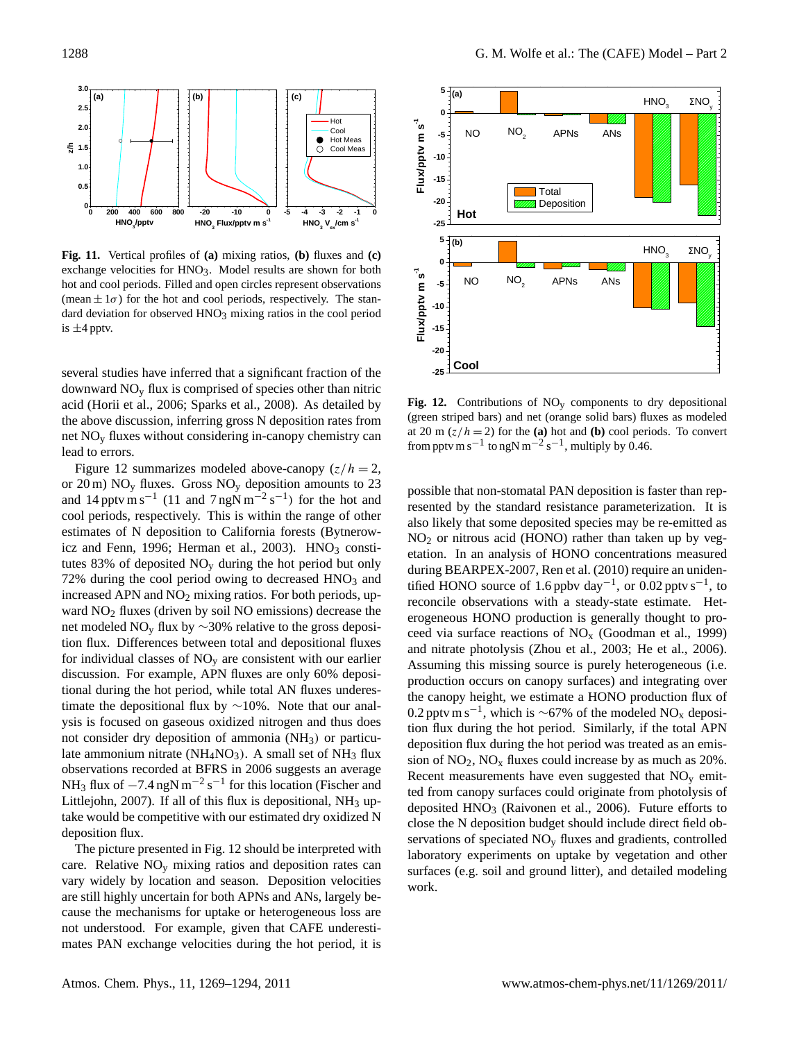**Fig. 11.** Vertical profiles of **(a)** mixing ratios, **(b)** fluxes and **(c)** exchange velocities for $HNO_3$. Model results are shown for both hot and cool periods. Filled and open circles represent observations (mean $\pm 1\sigma$) for the hot and cool periods, respectively. The standard deviation for observed $HNO_3$ mixing ratios in the cool period is $\pm 4$ pptv.

several studies have inferred that a significant fraction of the downward $NO_y$ flux is comprised of species other than nitric acid (Horii et al., 2006; Sparks et al., 2008). As detailed by the above discussion, inferring gross N deposition rates from net $NO_y$ fluxes without considering in-canopy chemistry can lead to errors.

Figure 12 summarizes modeled above-canopy ($z/h = 2$, or 20 m) $NO_y$ fluxes. Gross $NO_y$ deposition amounts to 23 and 14 pptv m s$^{-1}$ (11 and 7 ngN m$^{-2}$ s$^{-1}$) for the hot and cool periods, respectively. This is within the range of other estimates of N deposition to California forests (Bytnerowicz and Fenn, 1996; Herman et al., 2003). $HNO_3$ constitutes 83% of deposited $NO_y$ during the hot period but only 72% during the cool period owing to decreased $HNO_3$ and increased APN and $NO_2$ mixing ratios. For both periods, upward $NO_2$ fluxes (driven by soil NO emissions) decrease the net modeled $NO_y$ flux by ~30% relative to the gross deposition flux. Differences between total and depositional fluxes for individual classes of $NO_y$ are consistent with our earlier discussion. For example, APN fluxes are only 60% depositional during the hot period, while total AN fluxes underestimate the depositional flux by ~10%. Note that our analysis is focused on gaseous oxidized nitrogen and thus does not consider dry deposition of ammonia ($NH_3$) or particulate ammonium nitrate ($NH_4NO_3$). A small set of $NH_3$ flux observations recorded at BFRS in 2006 suggests an average $NH_3$ flux of $-7.4$ ngN m$^{-2}$ s$^{-1}$ for this location (Fischer and Littlejohn, 2007). If all of this flux is depositional, $NH_3$ uptake would be competitive with our estimated dry oxidized N deposition flux.

The picture presented in Fig. 12 should be interpreted with care. Relative $NO_y$ mixing ratios and deposition rates can vary widely by location and season. Deposition velocities are still highly uncertain for both APNs and ANs, largely because the mechanisms for uptake or heterogeneous loss are not understood. For example, given that CAFE underestimates PAN exchange velocities during the hot period, it is possible that non-stomatal PAN deposition is faster than represented by the standard resistance parameterization. It is also likely that some deposited species may be re-emitted as $NO_2$ or nitrous acid (HONO) rather than taken up by vegetation. In an analysis of HONO concentrations measured during BEARPEX-2007, Ren et al. (2010) require an unidentified HONO source of 1.6 ppbv day$^{-1}$, or 0.02 pptv s$^{-1}$, to reconcile observations with a steady-state estimate. Heterogeneous HONO production is generally thought to proceed via surface reactions of $NO_x$ (Goodman et al., 1999) and nitrate photolysis (Zhou et al., 2003; He et al., 2006). Assuming this missing source is purely heterogeneous (i.e. production occurs on canopy surfaces) and integrating over the canopy height, we estimate a HONO production flux of 0.2 pptv m s$^{-1}$, which is ~67% of the modeled $NO_x$ deposition flux during the hot period. Similarly, if the total APN deposition flux during the hot period was treated as an emission of $NO_2$, $NO_x$ fluxes could increase by as much as 20%. Recent measurements have even suggested that $NO_y$ emitted from canopy surfaces could originate from photolysis of deposited $HNO_3$ (Raivonen et al., 2006). Future efforts to close the N deposition budget should include direct field observations of speciated $NO_y$ fluxes and gradients, controlled laboratory experiments on uptake by vegetation and other surfaces (e.g. soil and ground litter), and detailed modeling work.

**Fig. 12.** Contributions of $NO_y$ components to dry depositional (green striped bars) and net (orange solid bars) fluxes as modeled at 20 m ($z/h = 2$) for the **(a)** hot and **(b)** cool periods. To convert from pptv m s$^{-1}$ to ngN m$^{-2}$ s$^{-1}$, multiply by 0.46.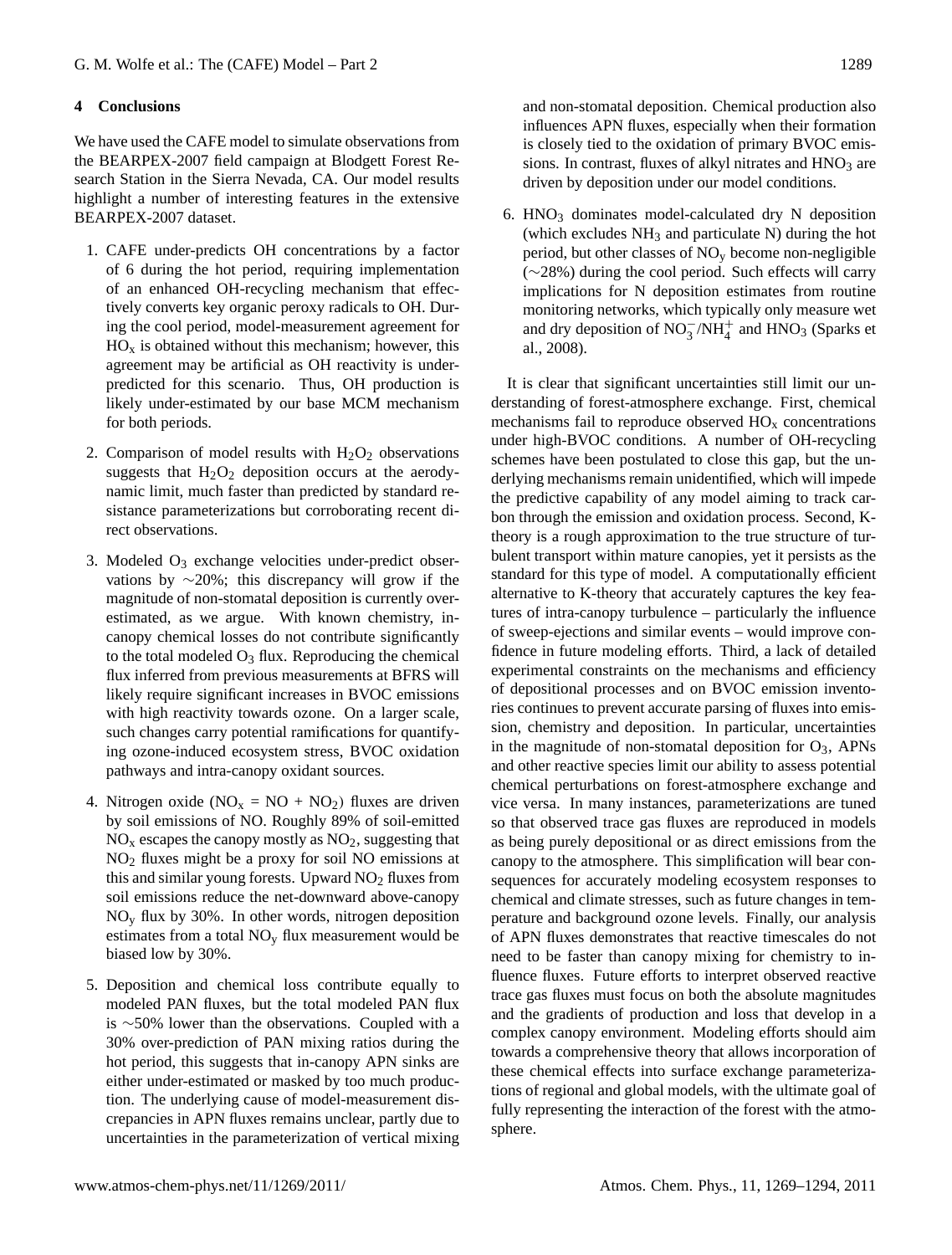## 4 Conclusions

We have used the CAFE model to simulate observations from the BEARPEX-2007 field campaign at Blodgett Forest Research Station in the Sierra Nevada, CA. Our model results highlight a number of interesting features in the extensive BEARPEX-2007 dataset.

1. CAFE under-predicts OH concentrations by a factor of 6 during the hot period, requiring implementation of an enhanced OH-recycling mechanism that effectively converts key organic peroxy radicals to OH. During the cool period, model-measurement agreement for $HO_x$ is obtained without this mechanism; however, this agreement may be artificial as OH reactivity is under-predicted for this scenario. Thus, OH production is likely under-estimated by our base MCM mechanism for both periods.

2. Comparison of model results with $H_2O_2$ observations suggests that $H_2O_2$ deposition occurs at the aerodynamic limit, much faster than predicted by standard resistance parameterizations but corroborating recent direct observations.

3. Modeled $O_3$ exchange velocities under-predict observations by ∼20%; this discrepancy will grow if the magnitude of non-stomatal deposition is currently overestimated, as we argue. With known chemistry, in-canopy chemical losses do not contribute significantly to the total modeled $O_3$ flux. Reproducing the chemical flux inferred from previous measurements at BFRS will likely require significant increases in BVOC emissions with high reactivity towards ozone. On a larger scale, such changes carry potential ramifications for quantifying ozone-induced ecosystem stress, BVOC oxidation pathways and intra-canopy oxidant sources.

4. Nitrogen oxide ($NO_x$ = NO + $NO_2$) fluxes are driven by soil emissions of NO. Roughly 89% of soil-emitted $NO_x$ escapes the canopy mostly as $NO_2$, suggesting that $NO_2$ fluxes might be a proxy for soil NO emissions at this and similar young forests. Upward $NO_2$ fluxes from soil emissions reduce the net-downward above-canopy $NO_y$ flux by 30%. In other words, nitrogen deposition estimates from a total $NO_y$ flux measurement would be biased low by 30%.

5. Deposition and chemical loss contribute equally to modeled PAN fluxes, but the total modeled PAN flux is ∼50% lower than the observations. Coupled with a 30% over-prediction of PAN mixing ratios during the hot period, this suggests that in-canopy APN sinks are either under-estimated or masked by too much production. The underlying cause of model-measurement discrepancies in APN fluxes remains unclear, partly due to uncertainties in the parameterization of vertical mixing and non-stomatal deposition. Chemical production also influences APN fluxes, especially when their formation is closely tied to the oxidation of primary BVOC emissions. In contrast, fluxes of alkyl nitrates and $HNO_3$ are driven by deposition under our model conditions.

6. $HNO_3$ dominates model-calculated dry N deposition (which excludes $NH_3$ and particulate N) during the hot period, but other classes of $NO_y$ become non-negligible (∼28%) during the cool period. Such effects will carry implications for N deposition estimates from routine monitoring networks, which typically only measure wet and dry deposition of $NO_3^-$/$NH_4^+$ and $HNO_3$ (Sparks et al., 2008).

It is clear that significant uncertainties still limit our understanding of forest-atmosphere exchange. First, chemical mechanisms fail to reproduce observed $HO_x$ concentrations under high-BVOC conditions. A number of OH-recycling schemes have been postulated to close this gap, but the underlying mechanisms remain unidentified, which will impede the predictive capability of any model aiming to track carbon through the emission and oxidation process. Second, K-theory is a rough approximation to the true structure of turbulent transport within mature canopies, yet it persists as the standard for this type of model. A computationally efficient alternative to K-theory that accurately captures the key features of intra-canopy turbulence – particularly the influence of sweep-ejections and similar events – would improve confidence in future modeling efforts. Third, a lack of detailed experimental constraints on the mechanisms and efficiency of depositional processes and on BVOC emission inventories continues to prevent accurate parsing of fluxes into emission, chemistry and deposition. In particular, uncertainties in the magnitude of non-stomatal deposition for $O_3$, APNs and other reactive species limit our ability to assess potential chemical perturbations on forest-atmosphere exchange and vice versa. In many instances, parameterizations are tuned so that observed trace gas fluxes are reproduced in models as being purely depositional or as direct emissions from the canopy to the atmosphere. This simplification will bear consequences for accurately modeling ecosystem responses to chemical and climate stresses, such as future changes in temperature and background ozone levels. Finally, our analysis of APN fluxes demonstrates that reactive timescales do not need to be faster than canopy mixing for chemistry to influence fluxes. Future efforts to interpret observed reactive trace gas fluxes must focus on both the absolute magnitudes and the gradients of production and loss that develop in a complex canopy environment. Modeling efforts should aim towards a comprehensive theory that allows incorporation of these chemical effects into surface exchange parameterizations of regional and global models, with the ultimate goal of fully representing the interaction of the forest with the atmosphere.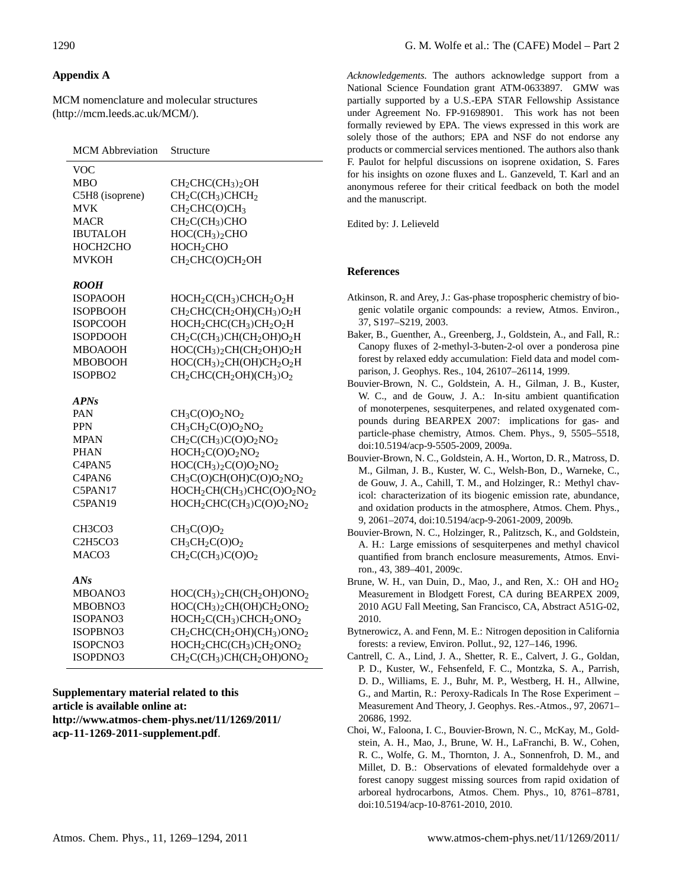## Appendix A

MCM nomenclature and molecular structures (http://mcm.leeds.ac.uk/MCM/).

| MCM Abbreviation | Structure |
|---|---|
| VOC | |
| MBO | $CH_2CHC(CH_3)_2OH$ |
| C5H8 (isoprene) | $CH_2C(CH_3)CHCH_2$ |
| MVK | $CH_2CHC(O)CH_3$ |
| MACR | $CH_2C(CH_3)CHO$ |
| IBUTALOH | $HOC(CH_3)_2CHO$ |
| HOCH2CHO | $HOCH_2CHO$ |
| MVKOH | $CH_2CHC(O)CH_2OH$ |
| ***ROOH*** | |
| ISOPAOOH | $HOCH_2C(CH_3)CHCH_2O_2H$ |
| ISOPBOOH | $CH_2CHC(CH_2OH)(CH_3)O_2H$ |
| ISOPCOOH | $HOCH_2CHC(CH_3)CH_2O_2H$ |
| ISOPDOOH | $CH_2C(CH_3)CH(CH_2OH)O_2H$ |
| MBOAOOH | $HOC(CH_3)_2CH(CH_2OH)O_2H$ |
| MBOBOOH | $HOC(CH_3)_2CH(OH)CH_2O_2H$ |
| ISOPBO2 | $CH_2CHC(CH_2OH)(CH_3)O_2$ |
| ***APNs*** | |
| PAN | $CH_3C(O)O_2NO_2$ |
| PPN | $CH_3CH_2C(O)O_2NO_2$ |
| MPAN | $CH_2C(CH_3)C(O)O_2NO_2$ |
| PHAN | $HOCH_2C(O)O_2NO_2$ |
| C4PAN5 | $HOC(CH_3)_2C(O)O_2NO_2$ |
| C4PAN6 | $CH_3C(O)CH(OH)C(O)O_2NO_2$ |
| C5PAN17 | $HOCH_2CH(CH_3)CHC(O)O_2NO_2$ |
| C5PAN19 | $HOCH_2CHC(CH_3)C(O)O_2NO_2$ |
| CH3CO3 | $CH_3C(O)O_2$ |
| C2H5CO3 | $CH_3CH_2C(O)O_2$ |
| MACO3 | $CH_2C(CH_3)C(O)O_2$ |
| ***ANs*** | |
| MBOANO3 | $HOC(CH_3)_2CH(CH_2OH)ONO_2$ |
| MBOBNO3 | $HOC(CH_3)_2CH(OH)CH_2ONO_2$ |
| ISOPANO3 | $HOCH_2C(CH_3)CHCH_2ONO_2$ |
| ISOPBNO3 | $CH_2CHC(CH_2OH)(CH_3)ONO_2$ |
| ISOPCNO3 | $HOCH_2CHC(CH_3)CH_2ONO_2$ |
| ISOPDNO3 | $CH_2C(CH_3)CH(CH_2OH)ONO_2$ |

**Supplementary material related to this article is available online at: http://www.atmos-chem-phys.net/11/1269/2011/ acp-11-1269-2011-supplement.pdf.**

*Acknowledgements.* The authors acknowledge support from a National Science Foundation grant ATM-0633897. GMW was partially supported by a U.S.-EPA STAR Fellowship Assistance under Agreement No. FP-91698901. This work has not been formally reviewed by EPA. The views expressed in this work are solely those of the authors; EPA and NSF do not endorse any products or commercial services mentioned. The authors also thank F. Paulot for helpful discussions on isoprene oxidation, S. Fares for his insights on ozone fluxes and L. Ganzeveld, T. Karl and an anonymous referee for their critical feedback on both the model and the manuscript.

Edited by: J. Lelieveld

## References

Atkinson, R. and Arey, J.: Gas-phase tropospheric chemistry of biogenic volatile organic compounds: a review, Atmos. Environ., 37, S197–S219, 2003.

Baker, B., Guenther, A., Greenberg, J., Goldstein, A., and Fall, R.: Canopy fluxes of 2-methyl-3-buten-2-ol over a ponderosa pine forest by relaxed eddy accumulation: Field data and model comparison, J. Geophys. Res., 104, 26107–26114, 1999.

Bouvier-Brown, N. C., Goldstein, A. H., Gilman, J. B., Kuster, W. C., and de Gouw, J. A.: In-situ ambient quantification of monoterpenes, sesquiterpenes, and related oxygenated compounds during BEARPEX 2007: implications for gas- and particle-phase chemistry, Atmos. Chem. Phys., 9, 5505–5518, doi:10.5194/acp-9-5505-2009, 2009a.

Bouvier-Brown, N. C., Goldstein, A. H., Worton, D. R., Matross, D. M., Gilman, J. B., Kuster, W. C., Welsh-Bon, D., Warneke, C., de Gouw, J. A., Cahill, T. M., and Holzinger, R.: Methyl chavicol: characterization of its biogenic emission rate, abundance, and oxidation products in the atmosphere, Atmos. Chem. Phys., 9, 2061–2074, doi:10.5194/acp-9-2061-2009, 2009b.

Bouvier-Brown, N. C., Holzinger, R., Palitzsch, K., and Goldstein, A. H.: Large emissions of sesquiterpenes and methyl chavicol quantified from branch enclosure measurements, Atmos. Environ., 43, 389–401, 2009c.

Brune, W. H., van Duin, D., Mao, J., and Ren, X.: OH and $HO_2$ Measurement in Blodgett Forest, CA during BEARPEX 2009, 2010 AGU Fall Meeting, San Francisco, CA, Abstract A51G-02, 2010.

Bytnerowicz, A. and Fenn, M. E.: Nitrogen deposition in California forests: a review, Environ. Pollut., 92, 127–146, 1996.

Cantrell, C. A., Lind, J. A., Shetter, R. E., Calvert, J. G., Goldan, P. D., Kuster, W., Fehsenfeld, F. C., Montzka, S. A., Parrish, D. D., Williams, E. J., Buhr, M. P., Westberg, H. H., Allwine, G., and Martin, R.: Peroxy-Radicals In The Rose Experiment – Measurement And Theory, J. Geophys. Res.-Atmos., 97, 20671–20686, 1992.

Choi, W., Faloona, I. C., Bouvier-Brown, N. C., McKay, M., Goldstein, A. H., Mao, J., Brune, W. H., LaFranchi, B. W., Cohen, R. C., Wolfe, G. M., Thornton, J. A., Sonnenfroh, D. M., and Millet, D. B.: Observations of elevated formaldehyde over a forest canopy suggest missing sources from rapid oxidation of arboreal hydrocarbons, Atmos. Chem. Phys., 10, 8761–8781, doi:10.5194/acp-10-8761-2010, 2010.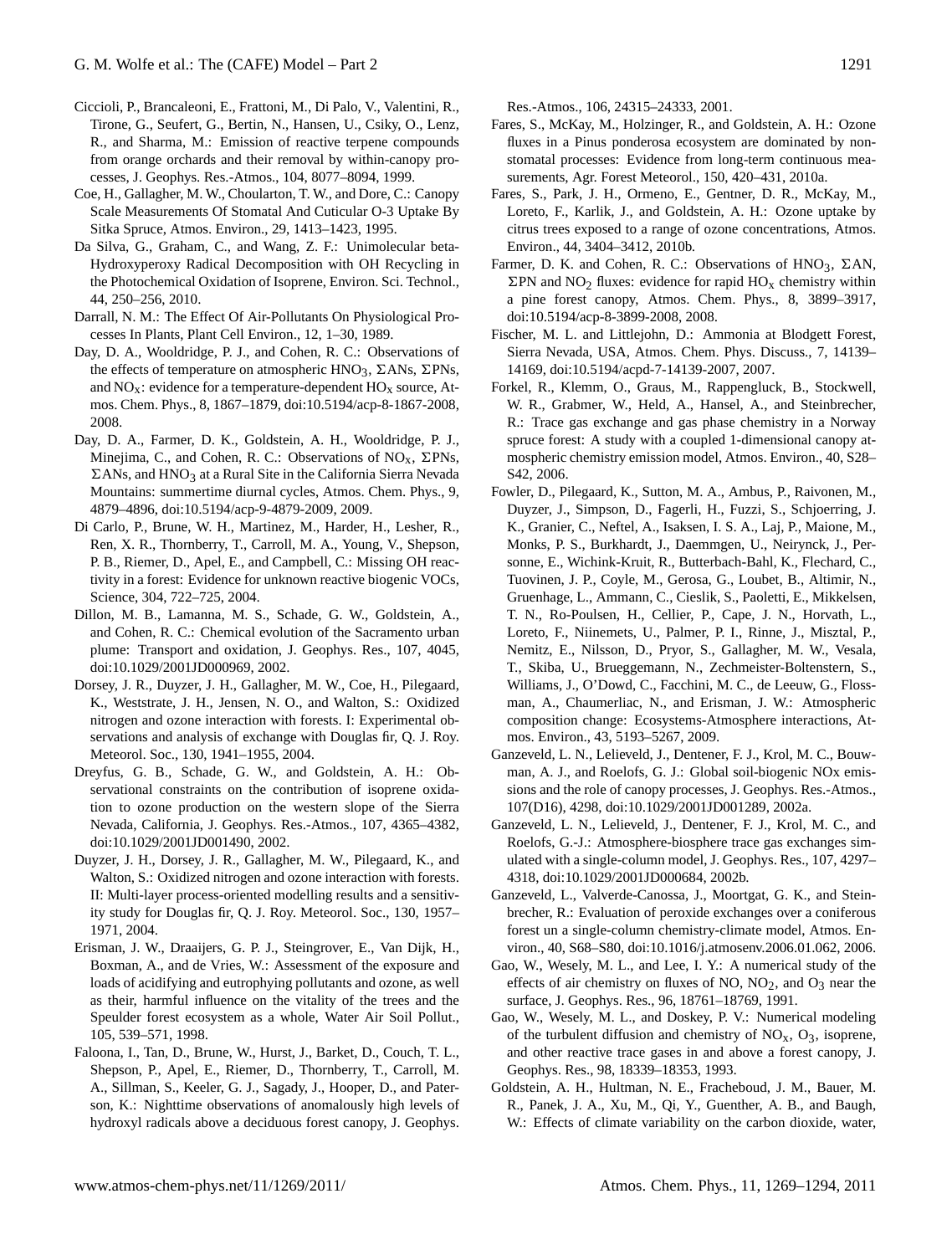Ciccioli, P., Brancaleoni, E., Frattoni, M., Di Palo, V., Valentini, R., Tirone, G., Seufert, G., Bertin, N., Hansen, U., Csiky, O., Lenz, R., and Sharma, M.: Emission of reactive terpene compounds from orange orchards and their removal by within-canopy processes, J. Geophys. Res.-Atmos., 104, 8077–8094, 1999.

Coe, H., Gallagher, M. W., Choularton, T. W., and Dore, C.: Canopy Scale Measurements Of Stomatal And Cuticular O-3 Uptake By Sitka Spruce, Atmos. Environ., 29, 1413–1423, 1995.

Da Silva, G., Graham, C., and Wang, Z. F.: Unimolecular beta-Hydroxyperoxy Radical Decomposition with OH Recycling in the Photochemical Oxidation of Isoprene, Environ. Sci. Technol., 44, 250–256, 2010.

Darrall, N. M.: The Effect Of Air-Pollutants On Physiological Processes In Plants, Plant Cell Environ., 12, 1–30, 1989.

Day, D. A., Wooldridge, P. J., and Cohen, R. C.: Observations of the effects of temperature on atmospheric $HNO_3$, $\Sigma$ANs, $\Sigma$PNs, and $NO_x$: evidence for a temperature-dependent $HO_x$ source, Atmos. Chem. Phys., 8, 1867–1879, doi:10.5194/acp-8-1867-2008, 2008.

Day, D. A., Farmer, D. K., Goldstein, A. H., Wooldridge, P. J., Minejima, C., and Cohen, R. C.: Observations of $NO_x$, $\Sigma$PNs, $\Sigma$ANs, and $HNO_3$ at a Rural Site in the California Sierra Nevada Mountains: summertime diurnal cycles, Atmos. Chem. Phys., 9, 4879–4896, doi:10.5194/acp-9-4879-2009, 2009.

Di Carlo, P., Brune, W. H., Martinez, M., Harder, H., Lesher, R., Ren, X. R., Thornberry, T., Carroll, M. A., Young, V., Shepson, P. B., Riemer, D., Apel, E., and Campbell, C.: Missing OH reactivity in a forest: Evidence for unknown reactive biogenic VOCs, Science, 304, 722–725, 2004.

Dillon, M. B., Lamanna, M. S., Schade, G. W., Goldstein, A., and Cohen, R. C.: Chemical evolution of the Sacramento urban plume: Transport and oxidation, J. Geophys. Res., 107, 4045, doi:10.1029/2001JD000969, 2002.

Dorsey, J. R., Duyzer, J. H., Gallagher, M. W., Coe, H., Pilegaard, K., Weststrate, J. H., Jensen, N. O., and Walton, S.: Oxidized nitrogen and ozone interaction with forests. I: Experimental observations and analysis of exchange with Douglas fir, Q. J. Roy. Meteorol. Soc., 130, 1941–1955, 2004.

Dreyfus, G. B., Schade, G. W., and Goldstein, A. H.: Observational constraints on the contribution of isoprene oxidation to ozone production on the western slope of the Sierra Nevada, California, J. Geophys. Res.-Atmos., 107, 4365–4382, doi:10.1029/2001JD001490, 2002.

Duyzer, J. H., Dorsey, J. R., Gallagher, M. W., Pilegaard, K., and Walton, S.: Oxidized nitrogen and ozone interaction with forests. II: Multi-layer process-oriented modelling results and a sensitivity study for Douglas fir, Q. J. Roy. Meteorol. Soc., 130, 1957–1971, 2004.

Erisman, J. W., Draaijers, G. P. J., Steingrover, E., Van Dijk, H., Boxman, A., and de Vries, W.: Assessment of the exposure and loads of acidifying and eutrophying pollutants and ozone, as well as their, harmful influence on the vitality of the trees and the Speulder forest ecosystem as a whole, Water Air Soil Pollut., 105, 539–571, 1998.

Faloona, I., Tan, D., Brune, W., Hurst, J., Barket, D., Couch, T. L., Shepson, P., Apel, E., Riemer, D., Thornberry, T., Carroll, M. A., Sillman, S., Keeler, G. J., Sagady, J., Hooper, D., and Paterson, K.: Nighttime observations of anomalously high levels of hydroxyl radicals above a deciduous forest canopy, J. Geophys. Res.-Atmos., 106, 24315–24333, 2001.

Fares, S., McKay, M., Holzinger, R., and Goldstein, A. H.: Ozone fluxes in a Pinus ponderosa ecosystem are dominated by non-stomatal processes: Evidence from long-term continuous measurements, Agr. Forest Meteorol., 150, 420–431, 2010a.

Fares, S., Park, J. H., Ormeno, E., Gentner, D. R., McKay, M., Loreto, F., Karlik, J., and Goldstein, A. H.: Ozone uptake by citrus trees exposed to a range of ozone concentrations, Atmos. Environ., 44, 3404–3412, 2010b.

Farmer, D. K. and Cohen, R. C.: Observations of $HNO_3$, $\Sigma$AN, $\Sigma$PN and $NO_2$ fluxes: evidence for rapid $HO_x$ chemistry within a pine forest canopy, Atmos. Chem. Phys., 8, 3899–3917, doi:10.5194/acp-8-3899-2008, 2008.

Fischer, M. L. and Littlejohn, D.: Ammonia at Blodgett Forest, Sierra Nevada, USA, Atmos. Chem. Phys. Discuss., 7, 14139–14169, doi:10.5194/acpd-7-14139-2007, 2007.

Forkel, R., Klemm, O., Graus, M., Rappengluck, B., Stockwell, W. R., Grabmer, W., Held, A., Hansel, A., and Steinbrecher, R.: Trace gas exchange and gas phase chemistry in a Norway spruce forest: A study with a coupled 1-dimensional canopy atmospheric chemistry emission model, Atmos. Environ., 40, S28–S42, 2006.

Fowler, D., Pilegaard, K., Sutton, M. A., Ambus, P., Raivonen, M., Duyzer, J., Simpson, D., Fagerli, H., Fuzzi, S., Schjoerring, J. K., Granier, C., Neftel, A., Isaksen, I. S. A., Laj, P., Maione, M., Monks, P. S., Burkhardt, J., Daemmgen, U., Neirynck, J., Personne, E., Wichink-Kruit, R., Butterbach-Bahl, K., Flechard, C., Tuovinen, J. P., Coyle, M., Gerosa, G., Loubet, B., Altimir, N., Gruenhage, L., Ammann, C., Cieslik, S., Paoletti, E., Mikkelsen, T. N., Ro-Poulsen, H., Cellier, P., Cape, J. N., Horvath, L., Loreto, F., Niinemets, U., Palmer, P. I., Rinne, J., Misztal, P., Nemitz, E., Nilsson, D., Pryor, S., Gallagher, M. W., Vesala, T., Skiba, U., Brueggemann, N., Zechmeister-Boltenstern, S., Williams, J., O'Dowd, C., Facchini, M. C., de Leeuw, G., Flossman, A., Chaumerliac, N., and Erisman, J. W.: Atmospheric composition change: Ecosystems-Atmosphere interactions, Atmos. Environ., 43, 5193–5267, 2009.

Ganzeveld, L. N., Lelieveld, J., Dentener, F. J., Krol, M. C., Bouwman, A. J., and Roelofs, G. J.: Global soil-biogenic NOx emissions and the role of canopy processes, J. Geophys. Res.-Atmos., 107(D16), 4298, doi:10.1029/2001JD001289, 2002a.

Ganzeveld, L. N., Lelieveld, J., Dentener, F. J., Krol, M. C., and Roelofs, G.-J.: Atmosphere-biosphere trace gas exchanges simulated with a single-column model, J. Geophys. Res., 107, 4297–4318, doi:10.1029/2001JD000684, 2002b.

Ganzeveld, L., Valverde-Canossa, J., Moortgat, G. K., and Steinbrecher, R.: Evaluation of peroxide exchanges over a coniferous forest un a single-column chemistry-climate model, Atmos. Environ., 40, S68–S80, doi:10.1016/j.atmosenv.2006.01.062, 2006.

Gao, W., Wesely, M. L., and Lee, I. Y.: A numerical study of the effects of air chemistry on fluxes of NO, $NO_2$, and $O_3$ near the surface, J. Geophys. Res., 96, 18761–18769, 1991.

Gao, W., Wesely, M. L., and Doskey, P. V.: Numerical modeling of the turbulent diffusion and chemistry of $NO_x$, $O_3$, isoprene, and other reactive trace gases in and above a forest canopy, J. Geophys. Res., 98, 18339–18353, 1993.

Goldstein, A. H., Hultman, N. E., Fracheboud, J. M., Bauer, M. R., Panek, J. A., Xu, M., Qi, Y., Guenther, A. B., and Baugh, W.: Effects of climate variability on the carbon dioxide, water,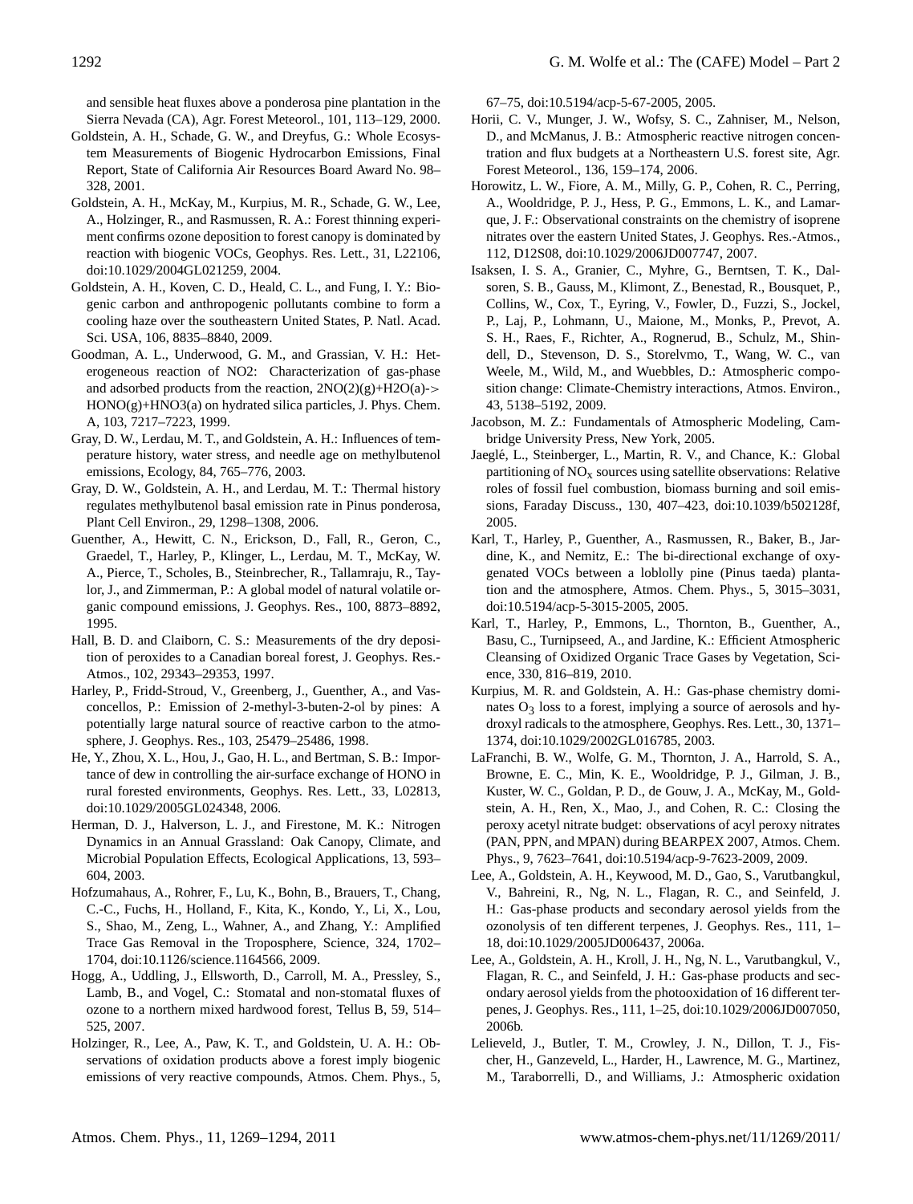and sensible heat fluxes above a ponderosa pine plantation in the Sierra Nevada (CA), Agr. Forest Meteorol., 101, 113–129, 2000.

Goldstein, A. H., Schade, G. W., and Dreyfus, G.: Whole Ecosystem Measurements of Biogenic Hydrocarbon Emissions, Final Report, State of California Air Resources Board Award No. 98–328, 2001.

Goldstein, A. H., McKay, M., Kurpius, M. R., Schade, G. W., Lee, A., Holzinger, R., and Rasmussen, R. A.: Forest thinning experiment confirms ozone deposition to forest canopy is dominated by reaction with biogenic VOCs, Geophys. Res. Lett., 31, L22106, doi:10.1029/2004GL021259, 2004.

Goldstein, A. H., Koven, C. D., Heald, C. L., and Fung, I. Y.: Biogenic carbon and anthropogenic pollutants combine to form a cooling haze over the southeastern United States, P. Natl. Acad. Sci. USA, 106, 8835–8840, 2009.

Goodman, A. L., Underwood, G. M., and Grassian, V. H.: Heterogeneous reaction of NO2: Characterization of gas-phase and adsorbed products from the reaction, 2NO(2)(g)+H2O(a)-> HONO(g)+HNO3(a) on hydrated silica particles, J. Phys. Chem. A, 103, 7217–7223, 1999.

Gray, D. W., Lerdau, M. T., and Goldstein, A. H.: Influences of temperature history, water stress, and needle age on methylbutenol emissions, Ecology, 84, 765–776, 2003.

Gray, D. W., Goldstein, A. H., and Lerdau, M. T.: Thermal history regulates methylbutenol basal emission rate in Pinus ponderosa, Plant Cell Environ., 29, 1298–1308, 2006.

Guenther, A., Hewitt, C. N., Erickson, D., Fall, R., Geron, C., Graedel, T., Harley, P., Klinger, L., Lerdau, M. T., McKay, W. A., Pierce, T., Scholes, B., Steinbrecher, R., Tallamraju, R., Taylor, J., and Zimmerman, P.: A global model of natural volatile organic compound emissions, J. Geophys. Res., 100, 8873–8892, 1995.

Hall, B. D. and Claiborn, C. S.: Measurements of the dry deposition of peroxides to a Canadian boreal forest, J. Geophys. Res.-Atmos., 102, 29343–29353, 1997.

Harley, P., Fridd-Stroud, V., Greenberg, J., Guenther, A., and Vasconcellos, P.: Emission of 2-methyl-3-buten-2-ol by pines: A potentially large natural source of reactive carbon to the atmosphere, J. Geophys. Res., 103, 25479–25486, 1998.

He, Y., Zhou, X. L., Hou, J., Gao, H. L., and Bertman, S. B.: Importance of dew in controlling the air-surface exchange of HONO in rural forested environments, Geophys. Res. Lett., 33, L02813, doi:10.1029/2005GL024348, 2006.

Herman, D. J., Halverson, L. J., and Firestone, M. K.: Nitrogen Dynamics in an Annual Grassland: Oak Canopy, Climate, and Microbial Population Effects, Ecological Applications, 13, 593–604, 2003.

Hofzumahaus, A., Rohrer, F., Lu, K., Bohn, B., Brauers, T., Chang, C.-C., Fuchs, H., Holland, F., Kita, K., Kondo, Y., Li, X., Lou, S., Shao, M., Zeng, L., Wahner, A., and Zhang, Y.: Amplified Trace Gas Removal in the Troposphere, Science, 324, 1702–1704, doi:10.1126/science.1164566, 2009.

Hogg, A., Uddling, J., Ellsworth, D., Carroll, M. A., Pressley, S., Lamb, B., and Vogel, C.: Stomatal and non-stomatal fluxes of ozone to a northern mixed hardwood forest, Tellus B, 59, 514–525, 2007.

Holzinger, R., Lee, A., Paw, K. T., and Goldstein, U. A. H.: Observations of oxidation products above a forest imply biogenic emissions of very reactive compounds, Atmos. Chem. Phys., 5, 67–75, doi:10.5194/acp-5-67-2005, 2005.

Horii, C. V., Munger, J. W., Wofsy, S. C., Zahniser, M., Nelson, D., and McManus, J. B.: Atmospheric reactive nitrogen concentration and flux budgets at a Northeastern U.S. forest site, Agr. Forest Meteorol., 136, 159–174, 2006.

Horowitz, L. W., Fiore, A. M., Milly, G. P., Cohen, R. C., Perring, A., Wooldridge, P. J., Hess, P. G., Emmons, L. K., and Lamarque, J. F.: Observational constraints on the chemistry of isoprene nitrates over the eastern United States, J. Geophys. Res.-Atmos., 112, D12S08, doi:10.1029/2006JD007747, 2007.

Isaksen, I. S. A., Granier, C., Myhre, G., Berntsen, T. K., Dalsoren, S. B., Gauss, M., Klimont, Z., Benestad, R., Bousquet, P., Collins, W., Cox, T., Eyring, V., Fowler, D., Fuzzi, S., Jockel, P., Laj, P., Lohmann, U., Maione, M., Monks, P., Prevot, A. S. H., Raes, F., Richter, A., Rognerud, B., Schulz, M., Shindell, D., Stevenson, D. S., Storelvmo, T., Wang, W. C., van Weele, M., Wild, M., and Wuebbles, D.: Atmospheric composition change: Climate-Chemistry interactions, Atmos. Environ., 43, 5138–5192, 2009.

Jacobson, M. Z.: Fundamentals of Atmospheric Modeling, Cambridge University Press, New York, 2005.

Jaeglé, L., Steinberger, L., Martin, R. V., and Chance, K.: Global partitioning of $NO_x$ sources using satellite observations: Relative roles of fossil fuel combustion, biomass burning and soil emissions, Faraday Discuss., 130, 407–423, doi:10.1039/b502128f, 2005.

Karl, T., Harley, P., Guenther, A., Rasmussen, R., Baker, B., Jardine, K., and Nemitz, E.: The bi-directional exchange of oxygenated VOCs between a loblolly pine (Pinus taeda) plantation and the atmosphere, Atmos. Chem. Phys., 5, 3015–3031, doi:10.5194/acp-5-3015-2005, 2005.

Karl, T., Harley, P., Emmons, L., Thornton, B., Guenther, A., Basu, C., Turnipseed, A., and Jardine, K.: Efficient Atmospheric Cleansing of Oxidized Organic Trace Gases by Vegetation, Science, 330, 816–819, 2010.

Kurpius, M. R. and Goldstein, A. H.: Gas-phase chemistry dominates $O_3$ loss to a forest, implying a source of aerosols and hydroxyl radicals to the atmosphere, Geophys. Res. Lett., 30, 1371–1374, doi:10.1029/2002GL016785, 2003.

LaFranchi, B. W., Wolfe, G. M., Thornton, J. A., Harrold, S. A., Browne, E. C., Min, K. E., Wooldridge, P. J., Gilman, J. B., Kuster, W. C., Goldan, P. D., de Gouw, J. A., McKay, M., Goldstein, A. H., Ren, X., Mao, J., and Cohen, R. C.: Closing the peroxy acetyl nitrate budget: observations of acyl peroxy nitrates (PAN, PPN, and MPAN) during BEARPEX 2007, Atmos. Chem. Phys., 9, 7623–7641, doi:10.5194/acp-9-7623-2009, 2009.

Lee, A., Goldstein, A. H., Keywood, M. D., Gao, S., Varutbangkul, V., Bahreini, R., Ng, N. L., Flagan, R. C., and Seinfeld, J. H.: Gas-phase products and secondary aerosol yields from the ozonolysis of ten different terpenes, J. Geophys. Res., 111, 1–18, doi:10.1029/2005JD006437, 2006a.

Lee, A., Goldstein, A. H., Kroll, J. H., Ng, N. L., Varutbangkul, V., Flagan, R. C., and Seinfeld, J. H.: Gas-phase products and secondary aerosol yields from the photooxidation of 16 different terpenes, J. Geophys. Res., 111, 1–25, doi:10.1029/2006JD007050, 2006b.

Lelieveld, J., Butler, T. M., Crowley, J. N., Dillon, T. J., Fischer, H., Ganzeveld, L., Harder, H., Lawrence, M. G., Martinez, M., Taraborrelli, D., and Williams, J.: Atmospheric oxidation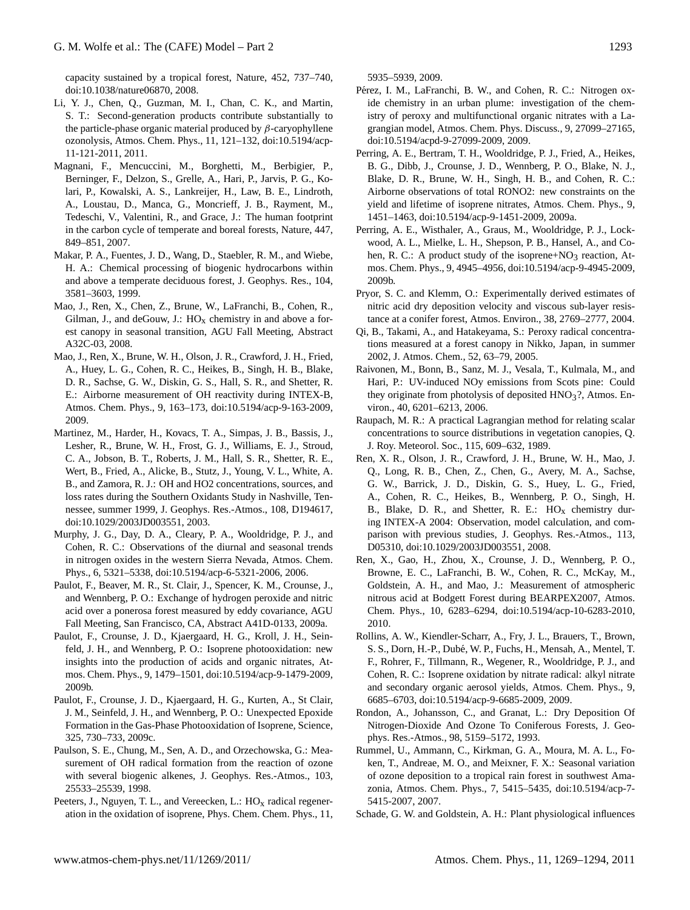capacity sustained by a tropical forest, Nature, 452, 737–740, doi:10.1038/nature06870, 2008.

Li, Y. J., Chen, Q., Guzman, M. I., Chan, C. K., and Martin, S. T.: Second-generation products contribute substantially to the particle-phase organic material produced by $\beta$-caryophyllene ozonolysis, Atmos. Chem. Phys., 11, 121–132, doi:10.5194/acp-11-121-2011, 2011.

Magnani, F., Mencuccini, M., Borghetti, M., Berbigier, P., Berninger, F., Delzon, S., Grelle, A., Hari, P., Jarvis, P. G., Kolari, P., Kowalski, A. S., Lankreijer, H., Law, B. E., Lindroth, A., Loustau, D., Manca, G., Moncrieff, J. B., Rayment, M., Tedeschi, V., Valentini, R., and Grace, J.: The human footprint in the carbon cycle of temperate and boreal forests, Nature, 447, 849–851, 2007.

Makar, P. A., Fuentes, J. D., Wang, D., Staebler, R. M., and Wiebe, H. A.: Chemical processing of biogenic hydrocarbons within and above a temperate deciduous forest, J. Geophys. Res., 104, 3581–3603, 1999.

Mao, J., Ren, X., Chen, Z., Brune, W., LaFranchi, B., Cohen, R., Gilman, J., and deGouw, J.: $HO_x$ chemistry in and above a forest canopy in seasonal transition, AGU Fall Meeting, Abstract A32C-03, 2008.

Mao, J., Ren, X., Brune, W. H., Olson, J. R., Crawford, J. H., Fried, A., Huey, L. G., Cohen, R. C., Heikes, B., Singh, H. B., Blake, D. R., Sachse, G. W., Diskin, G. S., Hall, S. R., and Shetter, R. E.: Airborne measurement of OH reactivity during INTEX-B, Atmos. Chem. Phys., 9, 163–173, doi:10.5194/acp-9-163-2009, 2009.

Martinez, M., Harder, H., Kovacs, T. A., Simpas, J. B., Bassis, J., Lesher, R., Brune, W. H., Frost, G. J., Williams, E. J., Stroud, C. A., Jobson, B. T., Roberts, J. M., Hall, S. R., Shetter, R. E., Wert, B., Fried, A., Alicke, B., Stutz, J., Young, V. L., White, A. B., and Zamora, R. J.: OH and HO2 concentrations, sources, and loss rates during the Southern Oxidants Study in Nashville, Tennessee, summer 1999, J. Geophys. Res.-Atmos., 108, D194617, doi:10.1029/2003JD003551, 2003.

Murphy, J. G., Day, D. A., Cleary, P. A., Wooldridge, P. J., and Cohen, R. C.: Observations of the diurnal and seasonal trends in nitrogen oxides in the western Sierra Nevada, Atmos. Chem. Phys., 6, 5321–5338, doi:10.5194/acp-6-5321-2006, 2006.

Paulot, F., Beaver, M. R., St. Clair, J., Spencer, K. M., Crounse, J., and Wennberg, P. O.: Exchange of hydrogen peroxide and nitric acid over a ponerosa forest measured by eddy covariance, AGU Fall Meeting, San Francisco, CA, Abstract A41D-0133, 2009a.

Paulot, F., Crounse, J. D., Kjaergaard, H. G., Kroll, J. H., Seinfeld, J. H., and Wennberg, P. O.: Isoprene photooxidation: new insights into the production of acids and organic nitrates, Atmos. Chem. Phys., 9, 1479–1501, doi:10.5194/acp-9-1479-2009, 2009b.

Paulot, F., Crounse, J. D., Kjaergaard, H. G., Kurten, A., St Clair, J. M., Seinfeld, J. H., and Wennberg, P. O.: Unexpected Epoxide Formation in the Gas-Phase Photooxidation of Isoprene, Science, 325, 730–733, 2009c.

Paulson, S. E., Chung, M., Sen, A. D., and Orzechowska, G.: Measurement of OH radical formation from the reaction of ozone with several biogenic alkenes, J. Geophys. Res.-Atmos., 103, 25533–25539, 1998.

Peeters, J., Nguyen, T. L., and Vereecken, L.: $HO_x$ radical regeneration in the oxidation of isoprene, Phys. Chem. Chem. Phys., 11, 5935–5939, 2009.

Pérez, I. M., LaFranchi, B. W., and Cohen, R. C.: Nitrogen oxide chemistry in an urban plume: investigation of the chemistry of peroxy and multifunctional organic nitrates with a Lagrangian model, Atmos. Chem. Phys. Discuss., 9, 27099–27165, doi:10.5194/acpd-9-27099-2009, 2009.

Perring, A. E., Bertram, T. H., Wooldridge, P. J., Fried, A., Heikes, B. G., Dibb, J., Crounse, J. D., Wennberg, P. O., Blake, N. J., Blake, D. R., Brune, W. H., Singh, H. B., and Cohen, R. C.: Airborne observations of total RONO2: new constraints on the yield and lifetime of isoprene nitrates, Atmos. Chem. Phys., 9, 1451–1463, doi:10.5194/acp-9-1451-2009, 2009a.

Perring, A. E., Wisthaler, A., Graus, M., Wooldridge, P. J., Lockwood, A. L., Mielke, L. H., Shepson, P. B., Hansel, A., and Cohen, R. C.: A product study of the isoprene+$NO_3$ reaction, Atmos. Chem. Phys., 9, 4945–4956, doi:10.5194/acp-9-4945-2009, 2009b.

Pryor, S. C. and Klemm, O.: Experimentally derived estimates of nitric acid dry deposition velocity and viscous sub-layer resistance at a conifer forest, Atmos. Environ., 38, 2769–2777, 2004.

Qi, B., Takami, A., and Hatakeyama, S.: Peroxy radical concentrations measured at a forest canopy in Nikko, Japan, in summer 2002, J. Atmos. Chem., 52, 63–79, 2005.

Raivonen, M., Bonn, B., Sanz, M. J., Vesala, T., Kulmala, M., and Hari, P.: UV-induced NOy emissions from Scots pine: Could they originate from photolysis of deposited $HNO_3$?, Atmos. Environ., 40, 6201–6213, 2006.

Raupach, M. R.: A practical Lagrangian method for relating scalar concentrations to source distributions in vegetation canopies, Q. J. Roy. Meteorol. Soc., 115, 609–632, 1989.

Ren, X. R., Olson, J. R., Crawford, J. H., Brune, W. H., Mao, J. Q., Long, R. B., Chen, Z., Chen, G., Avery, M. A., Sachse, G. W., Barrick, J. D., Diskin, G. S., Huey, L. G., Fried, A., Cohen, R. C., Heikes, B., Wennberg, P. O., Singh, H. B., Blake, D. R., and Shetter, R. E.: $HO_x$ chemistry during INTEX-A 2004: Observation, model calculation, and comparison with previous studies, J. Geophys. Res.-Atmos., 113, D05310, doi:10.1029/2003JD003551, 2008.

Ren, X., Gao, H., Zhou, X., Crounse, J. D., Wennberg, P. O., Browne, E. C., LaFranchi, B. W., Cohen, R. C., McKay, M., Goldstein, A. H., and Mao, J.: Measurement of atmospheric nitrous acid at Bodgett Forest during BEARPEX2007, Atmos. Chem. Phys., 10, 6283–6294, doi:10.5194/acp-10-6283-2010, 2010.

Rollins, A. W., Kiendler-Scharr, A., Fry, J. L., Brauers, T., Brown, S. S., Dorn, H.-P., Dubé, W. P., Fuchs, H., Mensah, A., Mentel, T. F., Rohrer, F., Tillmann, R., Wegener, R., Wooldridge, P. J., and Cohen, R. C.: Isoprene oxidation by nitrate radical: alkyl nitrate and secondary organic aerosol yields, Atmos. Chem. Phys., 9, 6685–6703, doi:10.5194/acp-9-6685-2009, 2009.

Rondon, A., Johansson, C., and Granat, L.: Dry Deposition Of Nitrogen-Dioxide And Ozone To Coniferous Forests, J. Geophys. Res.-Atmos., 98, 5159–5172, 1993.

Rummel, U., Ammann, C., Kirkman, G. A., Moura, M. A. L., Foken, T., Andreae, M. O., and Meixner, F. X.: Seasonal variation of ozone deposition to a tropical rain forest in southwest Amazonia, Atmos. Chem. Phys., 7, 5415–5435, doi:10.5194/acp-7-5415-2007, 2007.

Schade, G. W. and Goldstein, A. H.: Plant physiological influences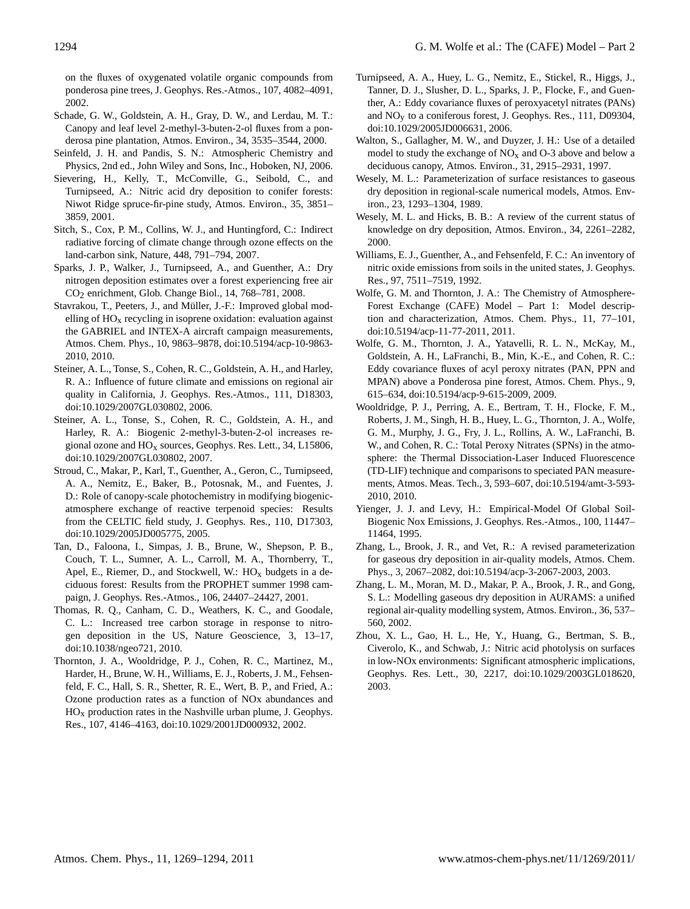on the fluxes of oxygenated volatile organic compounds from ponderosa pine trees, J. Geophys. Res.-Atmos., 107, 4082–4091, 2002.

Schade, G. W., Goldstein, A. H., Gray, D. W., and Lerdau, M. T.: Canopy and leaf level 2-methyl-3-buten-2-ol fluxes from a ponderosa pine plantation, Atmos. Environ., 34, 3535–3544, 2000.

Seinfeld, J. H. and Pandis, S. N.: Atmospheric Chemistry and Physics, 2nd ed., John Wiley and Sons, Inc., Hoboken, NJ, 2006.

Sievering, H., Kelly, T., McConville, G., Seibold, C., and Turnipseed, A.: Nitric acid dry deposition to conifer forests: Niwot Ridge spruce-fir-pine study, Atmos. Environ., 35, 3851–3859, 2001.

Sitch, S., Cox, P. M., Collins, W. J., and Huntingford, C.: Indirect radiative forcing of climate change through ozone effects on the land-carbon sink, Nature, 448, 791–794, 2007.

Sparks, J. P., Walker, J., Turnipseed, A., and Guenther, A.: Dry nitrogen deposition estimates over a forest experiencing free air $CO_2$ enrichment, Glob. Change Biol., 14, 768–781, 2008.

Stavrakou, T., Peeters, J., and Müller, J.-F.: Improved global modelling of $HO_x$ recycling in isoprene oxidation: evaluation against the GABRIEL and INTEX-A aircraft campaign measurements, Atmos. Chem. Phys., 10, 9863–9878, doi:10.5194/acp-10-9863-2010, 2010.

Steiner, A. L., Tonse, S., Cohen, R. C., Goldstein, A. H., and Harley, R. A.: Influence of future climate and emissions on regional air quality in California, J. Geophys. Res.-Atmos., 111, D18303, doi:10.1029/2007GL030802, 2006.

Steiner, A. L., Tonse, S., Cohen, R. C., Goldstein, A. H., and Harley, R. A.: Biogenic 2-methyl-3-buten-2-ol increases regional ozone and $HO_x$ sources, Geophys. Res. Lett., 34, L15806, doi:10.1029/2007GL030802, 2007.

Stroud, C., Makar, P., Karl, T., Guenther, A., Geron, C., Turnipseed, A. A., Nemitz, E., Baker, B., Potosnak, M., and Fuentes, J. D.: Role of canopy-scale photochemistry in modifying biogenic-atmosphere exchange of reactive terpenoid species: Results from the CELTIC field study, J. Geophys. Res., 110, D17303, doi:10.1029/2005JD005775, 2005.

Tan, D., Faloona, I., Simpas, J. B., Brune, W., Shepson, P. B., Couch, T. L., Sumner, A. L., Carroll, M. A., Thornberry, T., Apel, E., Riemer, D., and Stockwell, W.: $HO_x$ budgets in a deciduous forest: Results from the PROPHET summer 1998 campaign, J. Geophys. Res.-Atmos., 106, 24407–24427, 2001.

Thomas, R. Q., Canham, C. D., Weathers, K. C., and Goodale, C. L.: Increased tree carbon storage in response to nitrogen deposition in the US, Nature Geoscience, 3, 13–17, doi:10.1038/ngeo721, 2010.

Thornton, J. A., Wooldridge, P. J., Cohen, R. C., Martinez, M., Harder, H., Brune, W. H., Williams, E. J., Roberts, J. M., Fehsenfeld, F. C., Hall, S. R., Shetter, R. E., Wert, B. P., and Fried, A.: Ozone production rates as a function of NOx abundances and $HO_x$ production rates in the Nashville urban plume, J. Geophys. Res., 107, 4146–4163, doi:10.1029/2001JD000932, 2002.

Turnipseed, A. A., Huey, L. G., Nemitz, E., Stickel, R., Higgs, J., Tanner, D. J., Slusher, D. L., Sparks, J. P., Flocke, F., and Guenther, A.: Eddy covariance fluxes of peroxyacetyl nitrates (PANs) and $NO_y$ to a coniferous forest, J. Geophys. Res., 111, D09304, doi:10.1029/2005JD006631, 2006.

Walton, S., Gallagher, M. W., and Duyzer, J. H.: Use of a detailed model to study the exchange of $NO_x$ and O-3 above and below a deciduous canopy, Atmos. Environ., 31, 2915–2931, 1997.

Wesely, M. L.: Parameterization of surface resistances to gaseous dry deposition in regional-scale numerical models, Atmos. Environ., 23, 1293–1304, 1989.

Wesely, M. L. and Hicks, B. B.: A review of the current status of knowledge on dry deposition, Atmos. Environ., 34, 2261–2282, 2000.

Williams, E. J., Guenther, A., and Fehsenfeld, F. C.: An inventory of nitric oxide emissions from soils in the united states, J. Geophys. Res., 97, 7511–7519, 1992.

Wolfe, G. M. and Thornton, J. A.: The Chemistry of Atmosphere-Forest Exchange (CAFE) Model – Part 1: Model description and characterization, Atmos. Chem. Phys., 11, 77–101, doi:10.5194/acp-11-77-2011, 2011.

Wolfe, G. M., Thornton, J. A., Yatavelli, R. L. N., McKay, M., Goldstein, A. H., LaFranchi, B., Min, K.-E., and Cohen, R. C.: Eddy covariance fluxes of acyl peroxy nitrates (PAN, PPN and MPAN) above a Ponderosa pine forest, Atmos. Chem. Phys., 9, 615–634, doi:10.5194/acp-9-615-2009, 2009.

Wooldridge, P. J., Perring, A. E., Bertram, T. H., Flocke, F. M., Roberts, J. M., Singh, H. B., Huey, L. G., Thornton, J. A., Wolfe, G. M., Murphy, J. G., Fry, J. L., Rollins, A. W., LaFranchi, B. W., and Cohen, R. C.: Total Peroxy Nitrates (SPNs) in the atmosphere: the Thermal Dissociation-Laser Induced Fluorescence (TD-LIF) technique and comparisons to speciated PAN measurements, Atmos. Meas. Tech., 3, 593–607, doi:10.5194/amt-3-593-2010, 2010.

Yienger, J. J. and Levy, H.: Empirical-Model Of Global Soil-Biogenic Nox Emissions, J. Geophys. Res.-Atmos., 100, 11447–11464, 1995.

Zhang, L., Brook, J. R., and Vet, R.: A revised parameterization for gaseous dry deposition in air-quality models, Atmos. Chem. Phys., 3, 2067–2082, doi:10.5194/acp-3-2067-2003, 2003.

Zhang, L. M., Moran, M. D., Makar, P. A., Brook, J. R., and Gong, S. L.: Modelling gaseous dry deposition in AURAMS: a unified regional air-quality modelling system, Atmos. Environ., 36, 537–560, 2002.

Zhou, X. L., Gao, H. L., He, Y., Huang, G., Bertman, S. B., Civerolo, K., and Schwab, J.: Nitric acid photolysis on surfaces in low-NOx environments: Significant atmospheric implications, Geophys. Res. Lett., 30, 2217, doi:10.1029/2003GL018620, 2003.